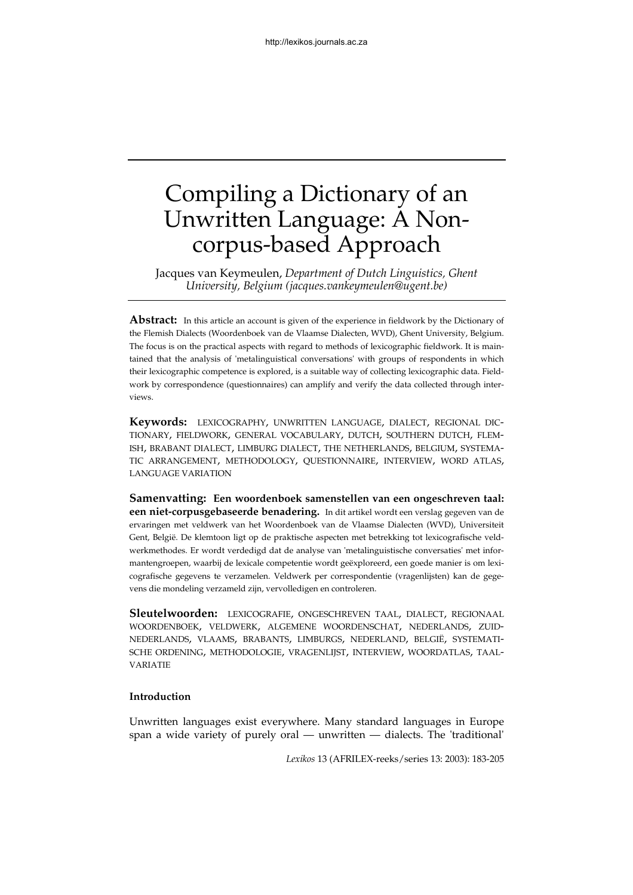# Compiling a Dictionary of an Unwritten Language: A Non-corpus-based Approach

Jacques van Keymeulen, *Department of Dutch Linguistics, Ghent University, Belgium (jacques.vankeymeulen@ugent.be)*

**Abstract:** In this article an account is given of the experience in fieldwork by the Dictionary of the Flemish Dialects (Woordenboek van de Vlaamse Dialecten, WVD), Ghent University, Belgium. The focus is on the practical aspects with regard to methods of lexicographic fieldwork. It is maintained that the analysis of 'metalinguistical conversations' with groups of respondents in which their lexicographic competence is explored, is a suitable way of collecting lexicographic data. Fieldwork by correspondence (questionnaires) can amplify and verify the data collected through interviews.

**Keywords:** LEXICOGRAPHY, UNWRITTEN LANGUAGE, DIALECT, REGIONAL DICTIONARY, FIELDWORK, GENERAL VOCABULARY, DUTCH, SOUTHERN DUTCH, FLEMISH, BRABANT DIALECT, LIMBURG DIALECT, THE NETHERLANDS, BELGIUM, SYSTEMATIC ARRANGEMENT, METHODOLOGY, QUESTIONNAIRE, INTERVIEW, WORD ATLAS, LANGUAGE VARIATION

**Samenvatting: Een woordenboek samenstellen van een ongeschreven taal: een niet-corpusgebaseerde benadering.** In dit artikel wordt een verslag gegeven van de ervaringen met veldwerk van het Woordenboek van de Vlaamse Dialecten (WVD), Universiteit Gent, België. De klemtoon ligt op de praktische aspecten met betrekking tot lexicografische veldwerkmethodes. Er wordt verdedigd dat de analyse van 'metalinguistische conversaties' met informantengroepen, waarbij de lexicale competentie wordt geëxploreerd, een goede manier is om lexicografische gegevens te verzamelen. Veldwerk per correspondentie (vragenlijsten) kan de gegevens die mondeling verzameld zijn, vervolledigen en controleren.

**Sleutelwoorden:** LEXICOGRAFIE, ONGESCHREVEN TAAL, DIALECT, REGIONAAL WOORDENBOEK, VELDWERK, ALGEMENE WOORDENSCHAT, NEDERLANDS, ZUID-NEDERLANDS, VLAAMS, BRABANTS, LIMBURGS, NEDERLAND, BELGIË, SYSTEMATISCHE ORDENING, METHODOLOGIE, VRAGENLIJST, INTERVIEW, WOORDATLAS, TAALVARIATIE

## Introduction

Unwritten languages exist everywhere. Many standard languages in Europe span a wide variety of purely oral — unwritten — dialects. The 'traditional'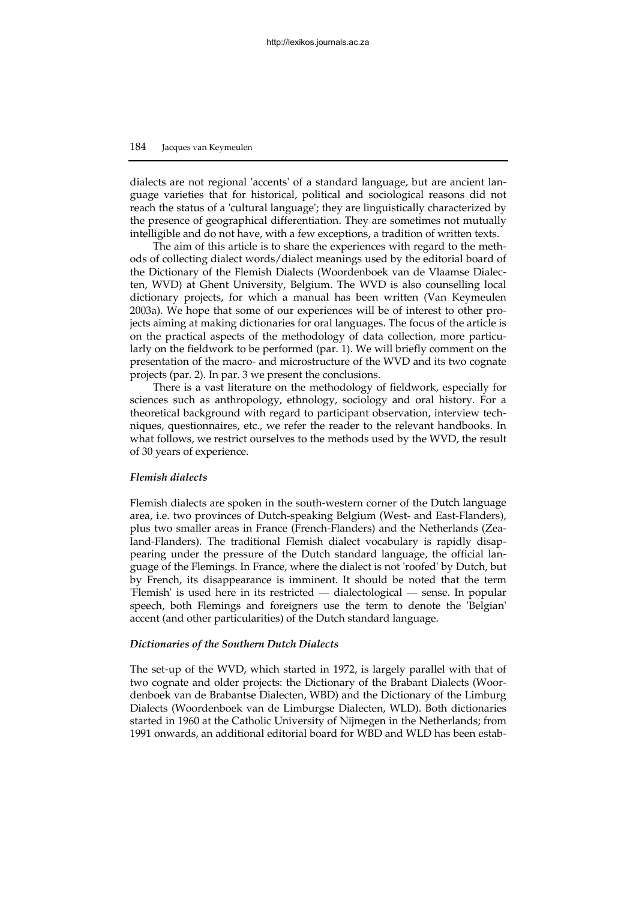dialects are not regional 'accents' of a standard language, but are ancient language varieties that for historical, political and sociological reasons did not reach the status of a 'cultural language'; they are linguistically characterized by the presence of geographical differentiation. They are sometimes not mutually intelligible and do not have, with a few exceptions, a tradition of written texts.

The aim of this article is to share the experiences with regard to the methods of collecting dialect words/dialect meanings used by the editorial board of the Dictionary of the Flemish Dialects (Woordenboek van de Vlaamse Dialecten, WVD) at Ghent University, Belgium. The WVD is also counselling local dictionary projects, for which a manual has been written (Van Keymeulen 2003a). We hope that some of our experiences will be of interest to other projects aiming at making dictionaries for oral languages. The focus of the article is on the practical aspects of the methodology of data collection, more particularly on the fieldwork to be performed (par. 1). We will briefly comment on the presentation of the macro- and microstructure of the WVD and its two cognate projects (par. 2). In par. 3 we present the conclusions.

There is a vast literature on the methodology of fieldwork, especially for sciences such as anthropology, ethnology, sociology and oral history. For a theoretical background with regard to participant observation, interview techniques, questionnaires, etc., we refer the reader to the relevant handbooks. In what follows, we restrict ourselves to the methods used by the WVD, the result of 30 years of experience.

### *Flemish dialects*

Flemish dialects are spoken in the south-western corner of the Dutch language area, i.e. two provinces of Dutch-speaking Belgium (West- and East-Flanders), plus two smaller areas in France (French-Flanders) and the Netherlands (Zealand-Flanders). The traditional Flemish dialect vocabulary is rapidly disappearing under the pressure of the Dutch standard language, the official language of the Flemings. In France, where the dialect is not 'roofed' by Dutch, but by French, its disappearance is imminent. It should be noted that the term 'Flemish' is used here in its restricted — dialectological — sense. In popular speech, both Flemings and foreigners use the term to denote the 'Belgian' accent (and other particularities) of the Dutch standard language.

### *Dictionaries of the Southern Dutch Dialects*

The set-up of the WVD, which started in 1972, is largely parallel with that of two cognate and older projects: the Dictionary of the Brabant Dialects (Woordenboek van de Brabantse Dialecten, WBD) and the Dictionary of the Limburg Dialects (Woordenboek van de Limburgse Dialecten, WLD). Both dictionaries started in 1960 at the Catholic University of Nijmegen in the Netherlands; from 1991 onwards, an additional editorial board for WBD and WLD has been estab-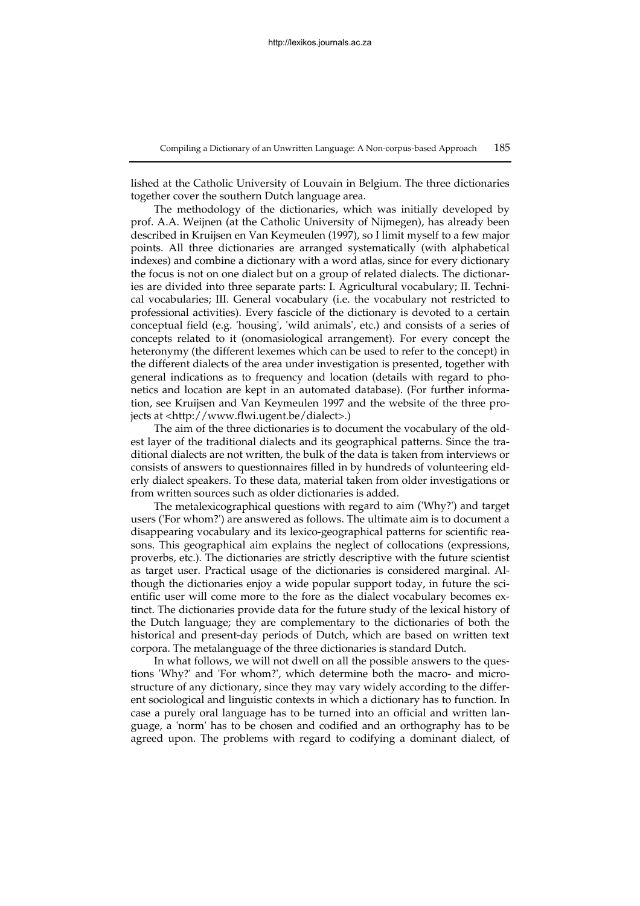lished at the Catholic University of Louvain in Belgium. The three dictionaries together cover the southern Dutch language area.

The methodology of the dictionaries, which was initially developed by prof. A.A. Weijnen (at the Catholic University of Nijmegen), has already been described in Kruijsen en Van Keymeulen (1997), so I limit myself to a few major points. All three dictionaries are arranged systematically (with alphabetical indexes) and combine a dictionary with a word atlas, since for every dictionary the focus is not on one dialect but on a group of related dialects. The dictionaries are divided into three separate parts: I. Agricultural vocabulary; II. Technical vocabularies; III. General vocabulary (i.e. the vocabulary not restricted to professional activities). Every fascicle of the dictionary is devoted to a certain conceptual field (e.g. 'housing', 'wild animals', etc.) and consists of a series of concepts related to it (onomasiological arrangement). For every concept the heteronymy (the different lexemes which can be used to refer to the concept) in the different dialects of the area under investigation is presented, together with general indications as to frequency and location (details with regard to phonetics and location are kept in an automated database). (For further information, see Kruijsen and Van Keymeulen 1997 and the website of the three projects at <http://www.flwi.ugent.be/dialect>.)

The aim of the three dictionaries is to document the vocabulary of the oldest layer of the traditional dialects and its geographical patterns. Since the traditional dialects are not written, the bulk of the data is taken from interviews or consists of answers to questionnaires filled in by hundreds of volunteering elderly dialect speakers. To these data, material taken from older investigations or from written sources such as older dictionaries is added.

The metalexicographical questions with regard to aim ('Why?') and target users ('For whom?') are answered as follows. The ultimate aim is to document a disappearing vocabulary and its lexico-geographical patterns for scientific reasons. This geographical aim explains the neglect of collocations (expressions, proverbs, etc.). The dictionaries are strictly descriptive with the future scientist as target user. Practical usage of the dictionaries is considered marginal. Although the dictionaries enjoy a wide popular support today, in future the scientific user will come more to the fore as the dialect vocabulary becomes extinct. The dictionaries provide data for the future study of the lexical history of the Dutch language; they are complementary to the dictionaries of both the historical and present-day periods of Dutch, which are based on written text corpora. The metalanguage of the three dictionaries is standard Dutch.

In what follows, we will not dwell on all the possible answers to the questions 'Why?' and 'For whom?', which determine both the macro- and microstructure of any dictionary, since they may vary widely according to the different sociological and linguistic contexts in which a dictionary has to function. In case a purely oral language has to be turned into an official and written language, a 'norm' has to be chosen and codified and an orthography has to be agreed upon. The problems with regard to codifying a dominant dialect, of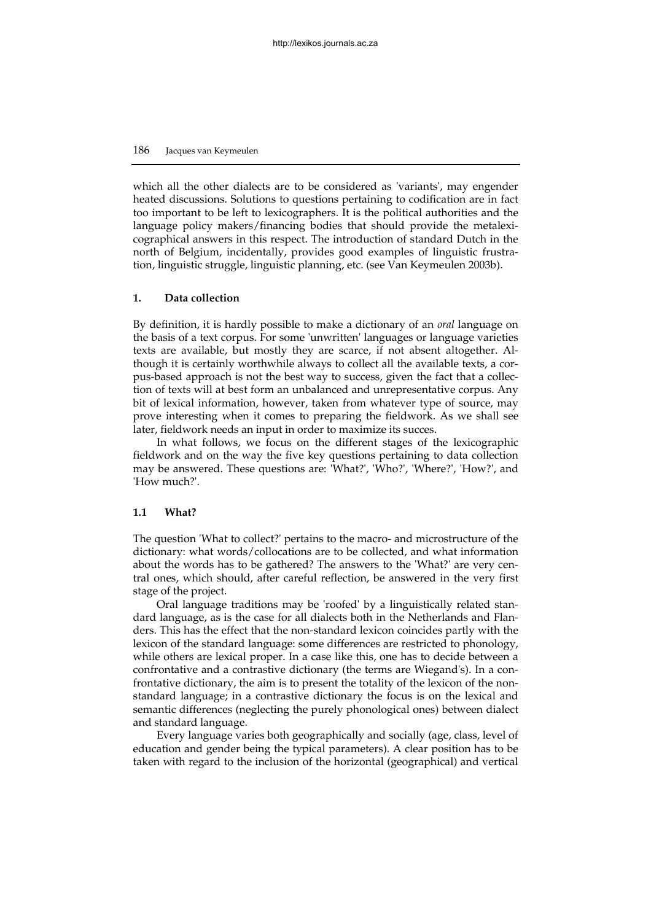which all the other dialects are to be considered as 'variants', may engender heated discussions. Solutions to questions pertaining to codification are in fact too important to be left to lexicographers. It is the political authorities and the language policy makers/financing bodies that should provide the metalexicographical answers in this respect. The introduction of standard Dutch in the north of Belgium, incidentally, provides good examples of linguistic frustration, linguistic struggle, linguistic planning, etc. (see Van Keymeulen 2003b).

## 1. Data collection

By definition, it is hardly possible to make a dictionary of an *oral* language on the basis of a text corpus. For some 'unwritten' languages or language varieties texts are available, but mostly they are scarce, if not absent altogether. Although it is certainly worthwhile always to collect all the available texts, a corpus-based approach is not the best way to success, given the fact that a collection of texts will at best form an unbalanced and unrepresentative corpus. Any bit of lexical information, however, taken from whatever type of source, may prove interesting when it comes to preparing the fieldwork. As we shall see later, fieldwork needs an input in order to maximize its succes.

In what follows, we focus on the different stages of the lexicographic fieldwork and on the way the five key questions pertaining to data collection may be answered. These questions are: 'What?', 'Who?', 'Where?', 'How?', and 'How much?'.

### 1.1 What?

The question 'What to collect?' pertains to the macro- and microstructure of the dictionary: what words/collocations are to be collected, and what information about the words has to be gathered? The answers to the 'What?' are very central ones, which should, after careful reflection, be answered in the very first stage of the project.

Oral language traditions may be 'roofed' by a linguistically related standard language, as is the case for all dialects both in the Netherlands and Flanders. This has the effect that the non-standard lexicon coincides partly with the lexicon of the standard language: some differences are restricted to phonology, while others are lexical proper. In a case like this, one has to decide between a confrontative and a contrastive dictionary (the terms are Wiegand's). In a confrontative dictionary, the aim is to present the totality of the lexicon of the non-standard language; in a contrastive dictionary the focus is on the lexical and semantic differences (neglecting the purely phonological ones) between dialect and standard language.

Every language varies both geographically and socially (age, class, level of education and gender being the typical parameters). A clear position has to be taken with regard to the inclusion of the horizontal (geographical) and vertical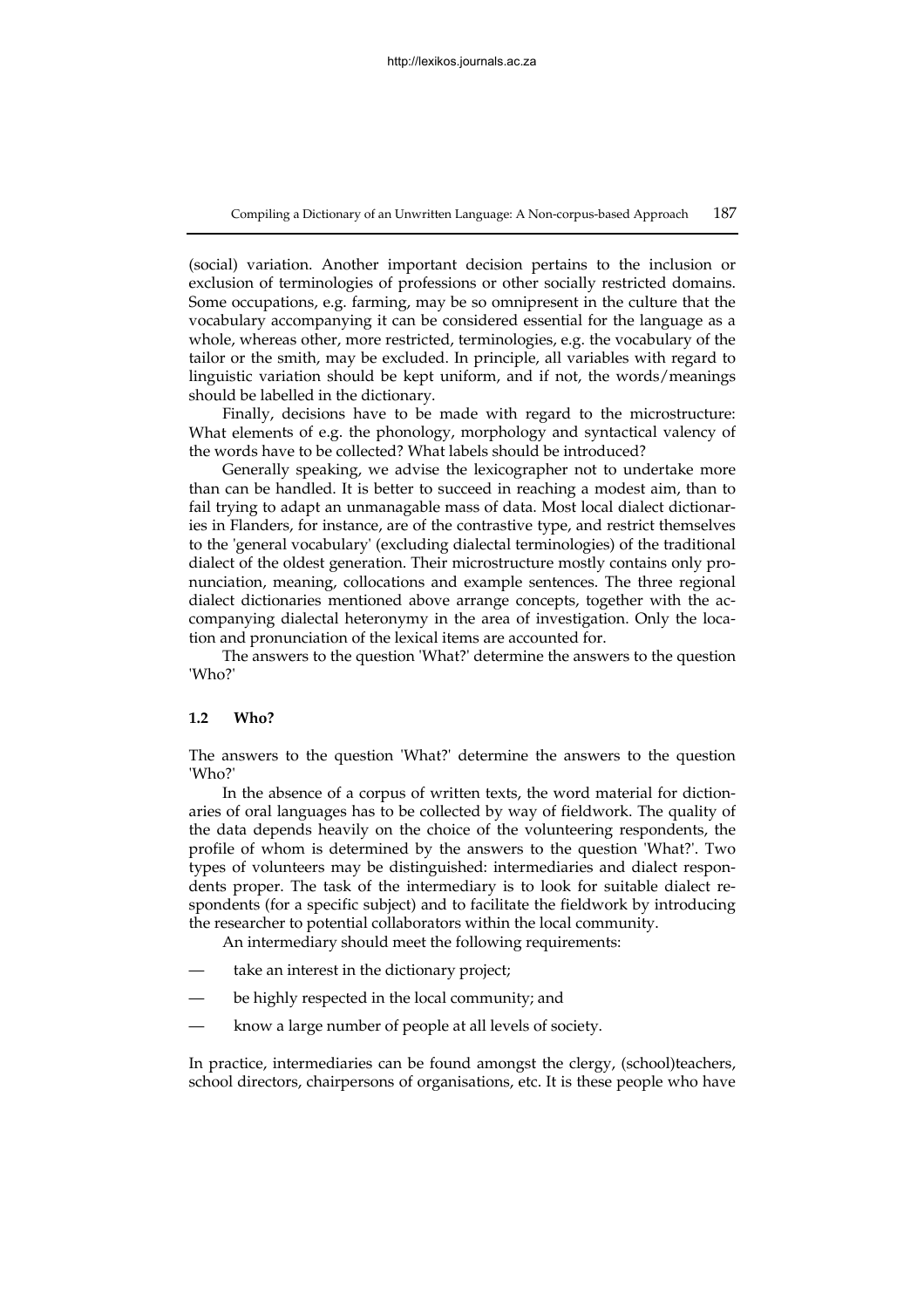(social) variation. Another important decision pertains to the inclusion or exclusion of terminologies of professions or other socially restricted domains. Some occupations, e.g. farming, may be so omnipresent in the culture that the vocabulary accompanying it can be considered essential for the language as a whole, whereas other, more restricted, terminologies, e.g. the vocabulary of the tailor or the smith, may be excluded. In principle, all variables with regard to linguistic variation should be kept uniform, and if not, the words/meanings should be labelled in the dictionary.

Finally, decisions have to be made with regard to the microstructure: What elements of e.g. the phonology, morphology and syntactical valency of the words have to be collected? What labels should be introduced?

Generally speaking, we advise the lexicographer not to undertake more than can be handled. It is better to succeed in reaching a modest aim, than to fail trying to adapt an unmanagable mass of data. Most local dialect dictionaries in Flanders, for instance, are of the contrastive type, and restrict themselves to the 'general vocabulary' (excluding dialectal terminologies) of the traditional dialect of the oldest generation. Their microstructure mostly contains only pronunciation, meaning, collocations and example sentences. The three regional dialect dictionaries mentioned above arrange concepts, together with the accompanying dialectal heteronymy in the area of investigation. Only the location and pronunciation of the lexical items are accounted for.

The answers to the question 'What?' determine the answers to the question 'Who?'

### 1.2 Who?

The answers to the question 'What?' determine the answers to the question 'Who?'

In the absence of a corpus of written texts, the word material for dictionaries of oral languages has to be collected by way of fieldwork. The quality of the data depends heavily on the choice of the volunteering respondents, the profile of whom is determined by the answers to the question 'What?'. Two types of volunteers may be distinguished: intermediaries and dialect respondents proper. The task of the intermediary is to look for suitable dialect respondents (for a specific subject) and to facilitate the fieldwork by introducing the researcher to potential collaborators within the local community.

An intermediary should meet the following requirements:

— take an interest in the dictionary project;

— be highly respected in the local community; and

— know a large number of people at all levels of society.

In practice, intermediaries can be found amongst the clergy, (school)teachers, school directors, chairpersons of organisations, etc. It is these people who have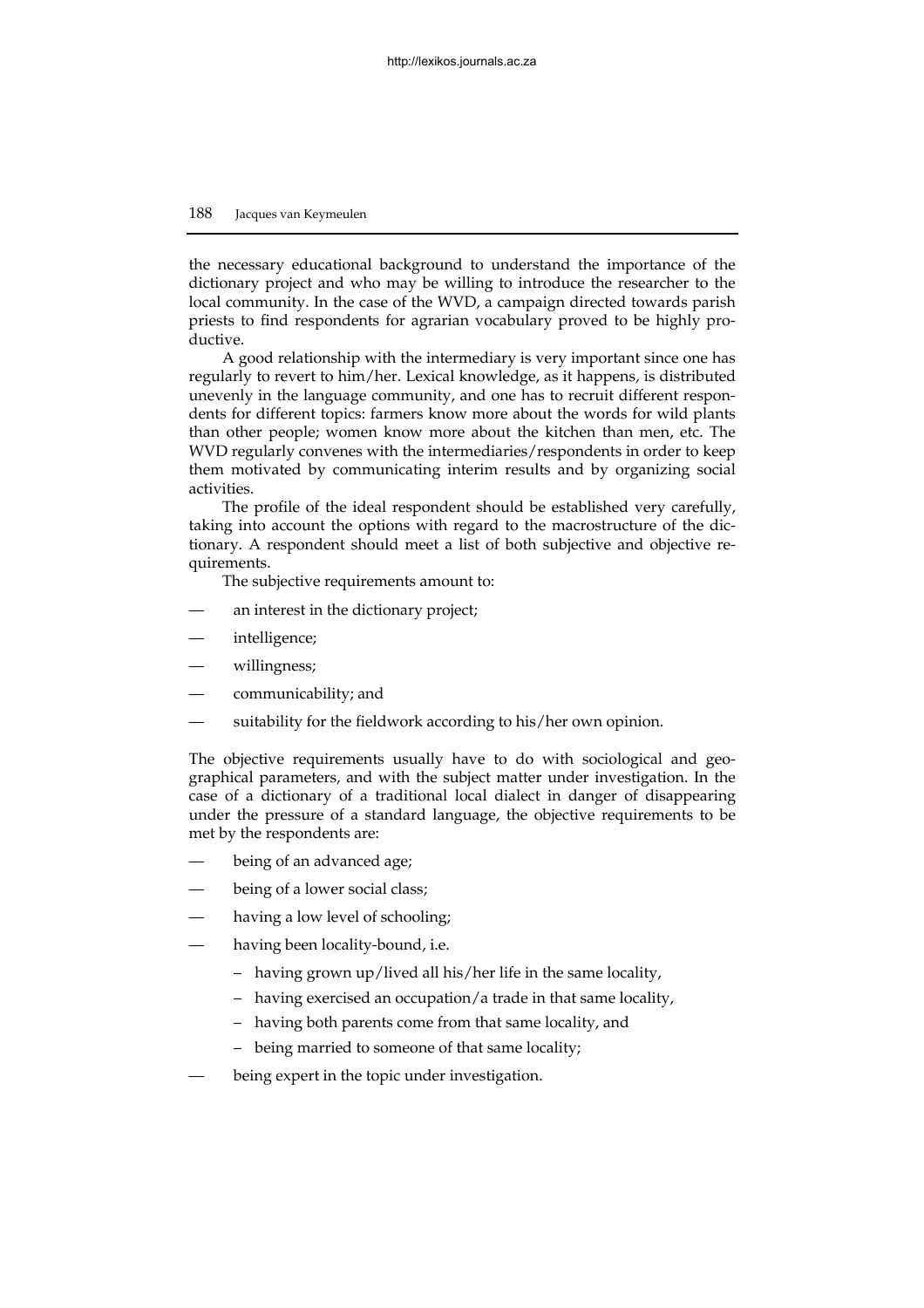the necessary educational background to understand the importance of the dictionary project and who may be willing to introduce the researcher to the local community. In the case of the WVD, a campaign directed towards parish priests to find respondents for agrarian vocabulary proved to be highly productive.

A good relationship with the intermediary is very important since one has regularly to revert to him/her. Lexical knowledge, as it happens, is distributed unevenly in the language community, and one has to recruit different respondents for different topics: farmers know more about the words for wild plants than other people; women know more about the kitchen than men, etc. The WVD regularly convenes with the intermediaries/respondents in order to keep them motivated by communicating interim results and by organizing social activities.

The profile of the ideal respondent should be established very carefully, taking into account the options with regard to the macrostructure of the dictionary. A respondent should meet a list of both subjective and objective requirements.

The subjective requirements amount to:

- an interest in the dictionary project;
- intelligence;
- willingness;
- communicability; and
- suitability for the fieldwork according to his/her own opinion.

The objective requirements usually have to do with sociological and geographical parameters, and with the subject matter under investigation. In the case of a dictionary of a traditional local dialect in danger of disappearing under the pressure of a standard language, the objective requirements to be met by the respondents are:

- being of an advanced age;
- being of a lower social class;
- having a low level of schooling;
- having been locality-bound, i.e.
  - having grown up/lived all his/her life in the same locality,
  - having exercised an occupation/a trade in that same locality,
  - having both parents come from that same locality, and
  - being married to someone of that same locality;
- being expert in the topic under investigation.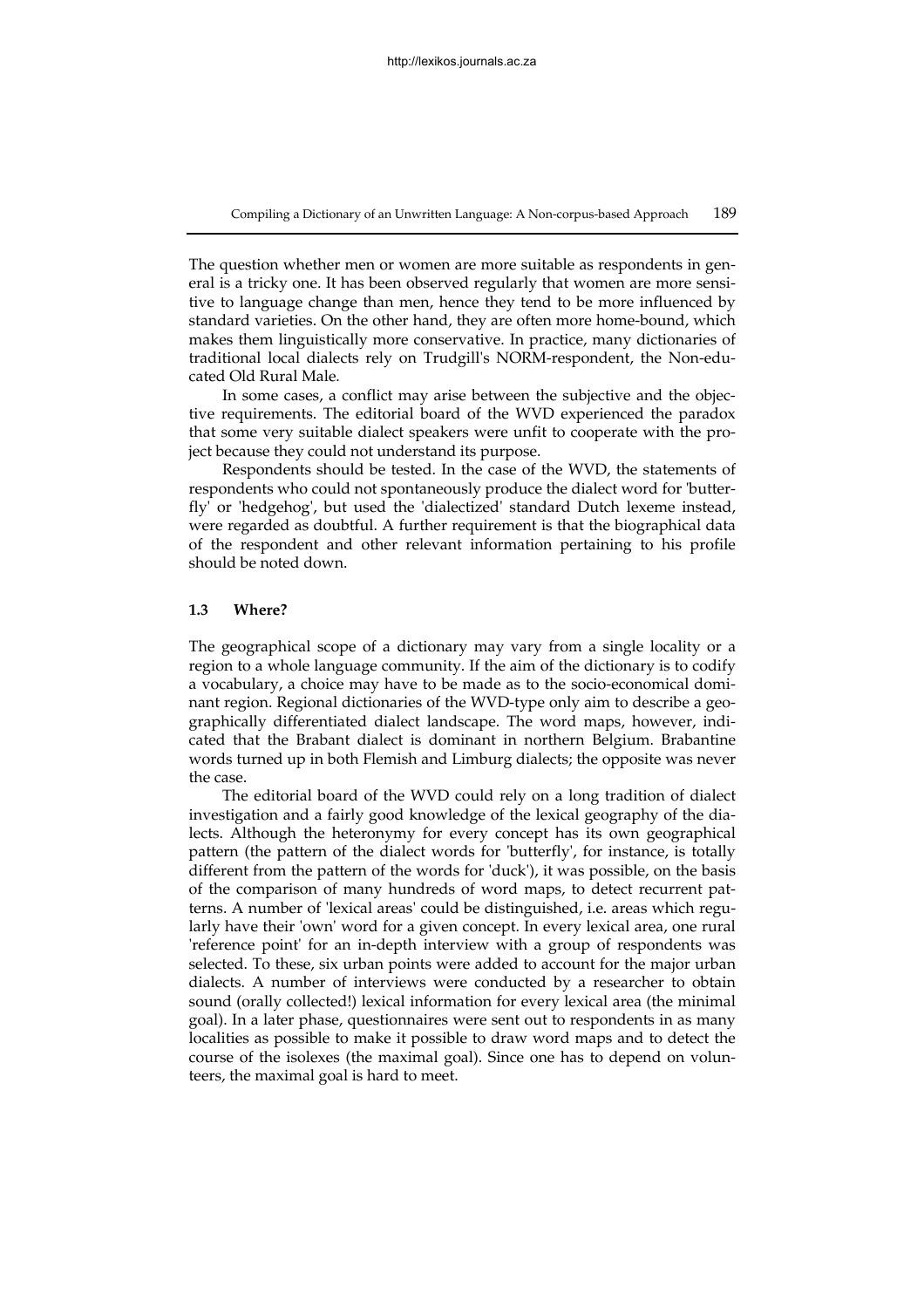The question whether men or women are more suitable as respondents in general is a tricky one. It has been observed regularly that women are more sensitive to language change than men, hence they tend to be more influenced by standard varieties. On the other hand, they are often more home-bound, which makes them linguistically more conservative. In practice, many dictionaries of traditional local dialects rely on Trudgill's NORM-respondent, the Non-educated Old Rural Male.

In some cases, a conflict may arise between the subjective and the objective requirements. The editorial board of the WVD experienced the paradox that some very suitable dialect speakers were unfit to cooperate with the project because they could not understand its purpose.

Respondents should be tested. In the case of the WVD, the statements of respondents who could not spontaneously produce the dialect word for 'butterfly' or 'hedgehog', but used the 'dialectized' standard Dutch lexeme instead, were regarded as doubtful. A further requirement is that the biographical data of the respondent and other relevant information pertaining to his profile should be noted down.

### 1.3 Where?

The geographical scope of a dictionary may vary from a single locality or a region to a whole language community. If the aim of the dictionary is to codify a vocabulary, a choice may have to be made as to the socio-economical dominant region. Regional dictionaries of the WVD-type only aim to describe a geographically differentiated dialect landscape. The word maps, however, indicated that the Brabant dialect is dominant in northern Belgium. Brabantine words turned up in both Flemish and Limburg dialects; the opposite was never the case.

The editorial board of the WVD could rely on a long tradition of dialect investigation and a fairly good knowledge of the lexical geography of the dialects. Although the heteronymy for every concept has its own geographical pattern (the pattern of the dialect words for 'butterfly', for instance, is totally different from the pattern of the words for 'duck'), it was possible, on the basis of the comparison of many hundreds of word maps, to detect recurrent patterns. A number of 'lexical areas' could be distinguished, i.e. areas which regularly have their 'own' word for a given concept. In every lexical area, one rural 'reference point' for an in-depth interview with a group of respondents was selected. To these, six urban points were added to account for the major urban dialects. A number of interviews were conducted by a researcher to obtain sound (orally collected!) lexical information for every lexical area (the minimal goal). In a later phase, questionnaires were sent out to respondents in as many localities as possible to make it possible to draw word maps and to detect the course of the isolexes (the maximal goal). Since one has to depend on volunteers, the maximal goal is hard to meet.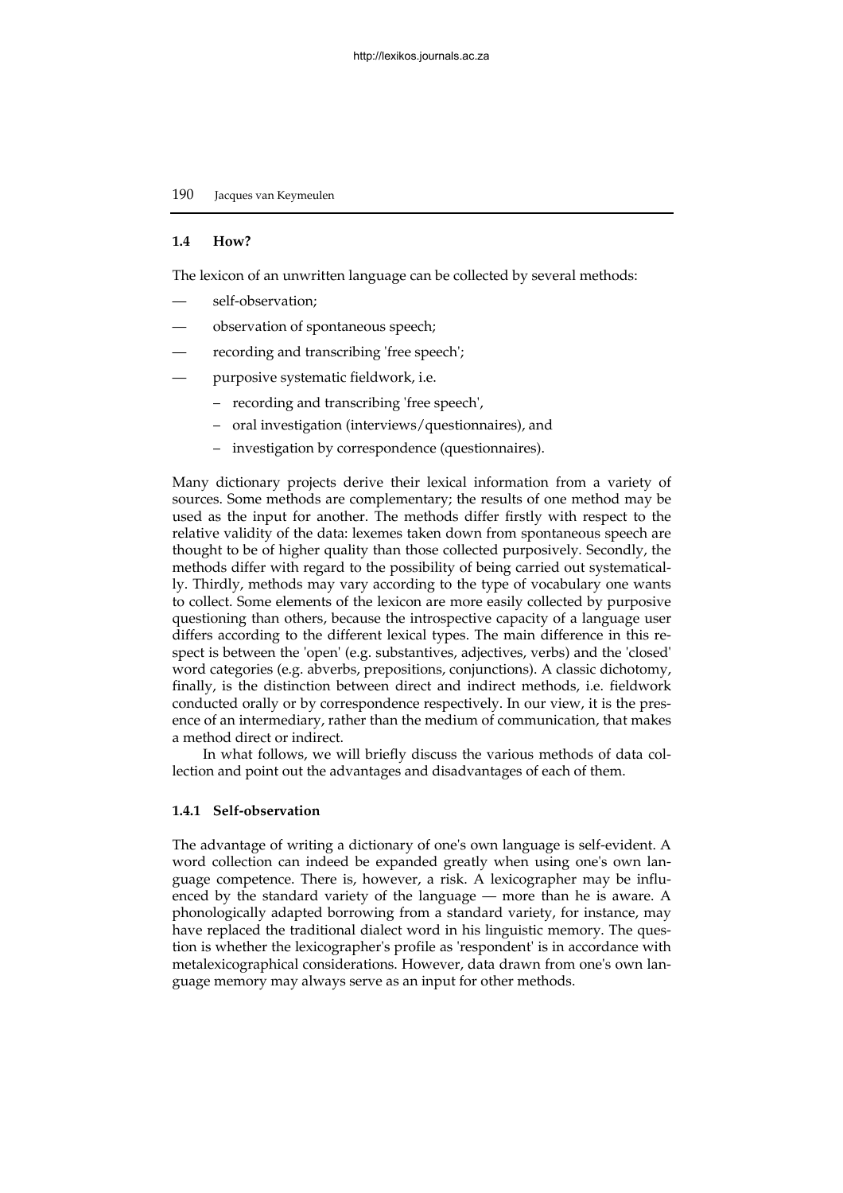### 1.4 How?

The lexicon of an unwritten language can be collected by several methods:

- self-observation;
- observation of spontaneous speech;
- recording and transcribing 'free speech';
- purposive systematic fieldwork, i.e.
  - recording and transcribing 'free speech',
  - oral investigation (interviews/questionnaires), and
  - investigation by correspondence (questionnaires).

Many dictionary projects derive their lexical information from a variety of sources. Some methods are complementary; the results of one method may be used as the input for another. The methods differ firstly with respect to the relative validity of the data: lexemes taken down from spontaneous speech are thought to be of higher quality than those collected purposively. Secondly, the methods differ with regard to the possibility of being carried out systematically. Thirdly, methods may vary according to the type of vocabulary one wants to collect. Some elements of the lexicon are more easily collected by purposive questioning than others, because the introspective capacity of a language user differs according to the different lexical types. The main difference in this respect is between the 'open' (e.g. substantives, adjectives, verbs) and the 'closed' word categories (e.g. abverbs, prepositions, conjunctions). A classic dichotomy, finally, is the distinction between direct and indirect methods, i.e. fieldwork conducted orally or by correspondence respectively. In our view, it is the presence of an intermediary, rather than the medium of communication, that makes a method direct or indirect.

In what follows, we will briefly discuss the various methods of data collection and point out the advantages and disadvantages of each of them.

#### 1.4.1 Self-observation

The advantage of writing a dictionary of one's own language is self-evident. A word collection can indeed be expanded greatly when using one's own language competence. There is, however, a risk. A lexicographer may be influenced by the standard variety of the language — more than he is aware. A phonologically adapted borrowing from a standard variety, for instance, may have replaced the traditional dialect word in his linguistic memory. The question is whether the lexicographer's profile as 'respondent' is in accordance with metalexicographical considerations. However, data drawn from one's own language memory may always serve as an input for other methods.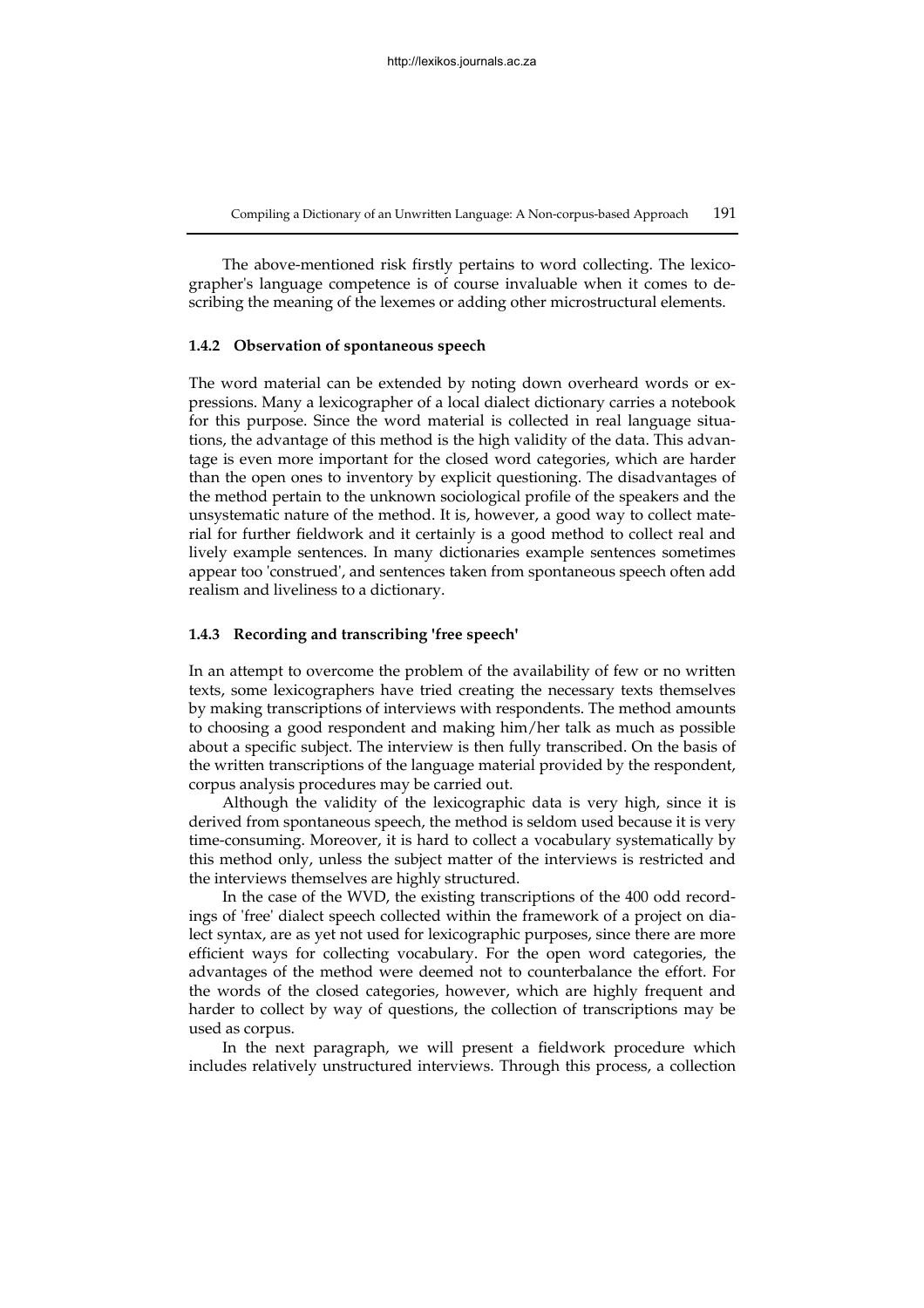The above-mentioned risk firstly pertains to word collecting. The lexicographer's language competence is of course invaluable when it comes to describing the meaning of the lexemes or adding other microstructural elements.

### 1.4.2 Observation of spontaneous speech

The word material can be extended by noting down overheard words or expressions. Many a lexicographer of a local dialect dictionary carries a notebook for this purpose. Since the word material is collected in real language situations, the advantage of this method is the high validity of the data. This advantage is even more important for the closed word categories, which are harder than the open ones to inventory by explicit questioning. The disadvantages of the method pertain to the unknown sociological profile of the speakers and the unsystematic nature of the method. It is, however, a good way to collect material for further fieldwork and it certainly is a good method to collect real and lively example sentences. In many dictionaries example sentences sometimes appear too 'construed', and sentences taken from spontaneous speech often add realism and liveliness to a dictionary.

### 1.4.3 Recording and transcribing 'free speech'

In an attempt to overcome the problem of the availability of few or no written texts, some lexicographers have tried creating the necessary texts themselves by making transcriptions of interviews with respondents. The method amounts to choosing a good respondent and making him/her talk as much as possible about a specific subject. The interview is then fully transcribed. On the basis of the written transcriptions of the language material provided by the respondent, corpus analysis procedures may be carried out.

Although the validity of the lexicographic data is very high, since it is derived from spontaneous speech, the method is seldom used because it is very time-consuming. Moreover, it is hard to collect a vocabulary systematically by this method only, unless the subject matter of the interviews is restricted and the interviews themselves are highly structured.

In the case of the WVD, the existing transcriptions of the 400 odd recordings of 'free' dialect speech collected within the framework of a project on dialect syntax, are as yet not used for lexicographic purposes, since there are more efficient ways for collecting vocabulary. For the open word categories, the advantages of the method were deemed not to counterbalance the effort. For the words of the closed categories, however, which are highly frequent and harder to collect by way of questions, the collection of transcriptions may be used as corpus.

In the next paragraph, we will present a fieldwork procedure which includes relatively unstructured interviews. Through this process, a collection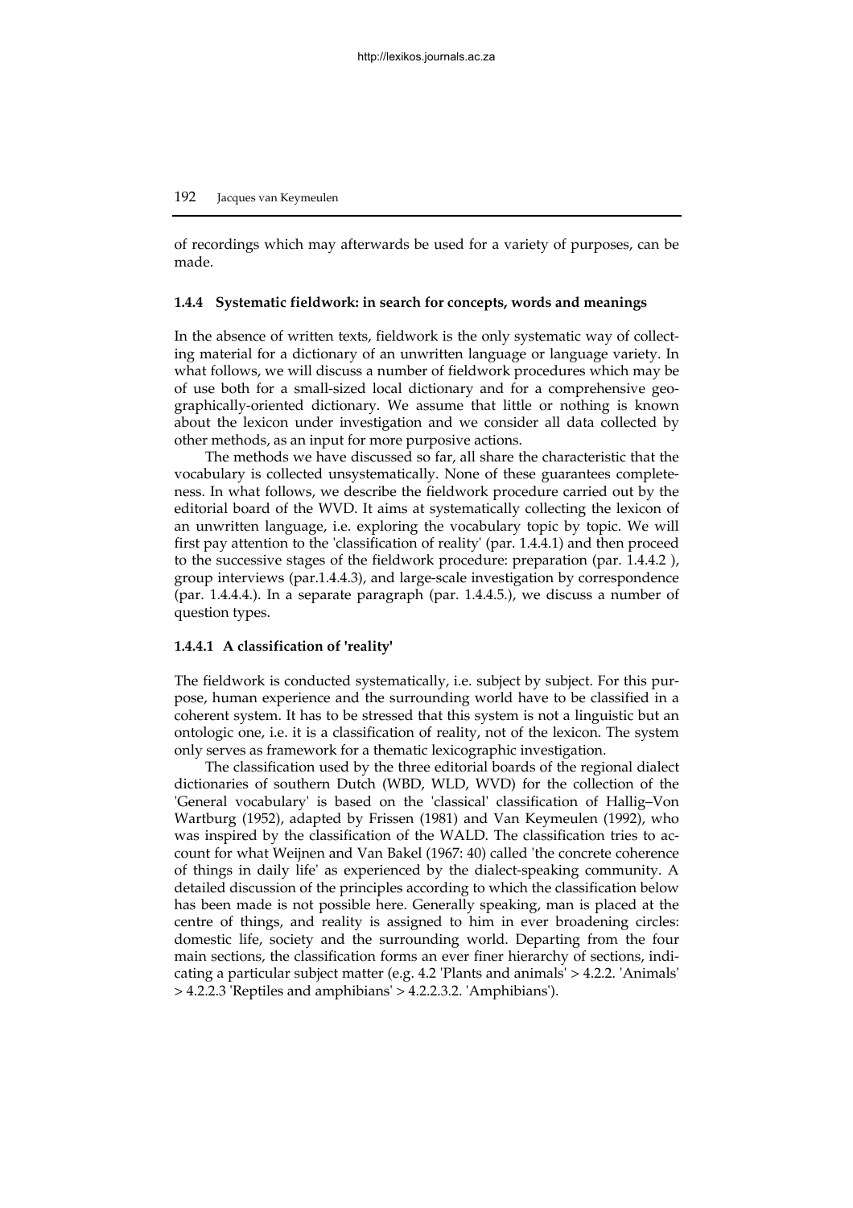of recordings which may afterwards be used for a variety of purposes, can be made.

### 1.4.4 Systematic fieldwork: in search for concepts, words and meanings

In the absence of written texts, fieldwork is the only systematic way of collecting material for a dictionary of an unwritten language or language variety. In what follows, we will discuss a number of fieldwork procedures which may be of use both for a small-sized local dictionary and for a comprehensive geographically-oriented dictionary. We assume that little or nothing is known about the lexicon under investigation and we consider all data collected by other methods, as an input for more purposive actions.

The methods we have discussed so far, all share the characteristic that the vocabulary is collected unsystematically. None of these guarantees completeness. In what follows, we describe the fieldwork procedure carried out by the editorial board of the WVD. It aims at systematically collecting the lexicon of an unwritten language, i.e. exploring the vocabulary topic by topic. We will first pay attention to the 'classification of reality' (par. 1.4.4.1) and then proceed to the successive stages of the fieldwork procedure: preparation (par. 1.4.4.2 ), group interviews (par.1.4.4.3), and large-scale investigation by correspondence (par. 1.4.4.4.). In a separate paragraph (par. 1.4.4.5.), we discuss a number of question types.

#### 1.4.4.1 A classification of 'reality'

The fieldwork is conducted systematically, i.e. subject by subject. For this purpose, human experience and the surrounding world have to be classified in a coherent system. It has to be stressed that this system is not a linguistic but an ontologic one, i.e. it is a classification of reality, not of the lexicon. The system only serves as framework for a thematic lexicographic investigation.

The classification used by the three editorial boards of the regional dialect dictionaries of southern Dutch (WBD, WLD, WVD) for the collection of the 'General vocabulary' is based on the 'classical' classification of Hallig–Von Wartburg (1952), adapted by Frissen (1981) and Van Keymeulen (1992), who was inspired by the classification of the WALD. The classification tries to account for what Weijnen and Van Bakel (1967: 40) called 'the concrete coherence of things in daily life' as experienced by the dialect-speaking community. A detailed discussion of the principles according to which the classification below has been made is not possible here. Generally speaking, man is placed at the centre of things, and reality is assigned to him in ever broadening circles: domestic life, society and the surrounding world. Departing from the four main sections, the classification forms an ever finer hierarchy of sections, indicating a particular subject matter (e.g. 4.2 'Plants and animals' > 4.2.2. 'Animals' > 4.2.2.3 'Reptiles and amphibians' > 4.2.2.3.2. 'Amphibians').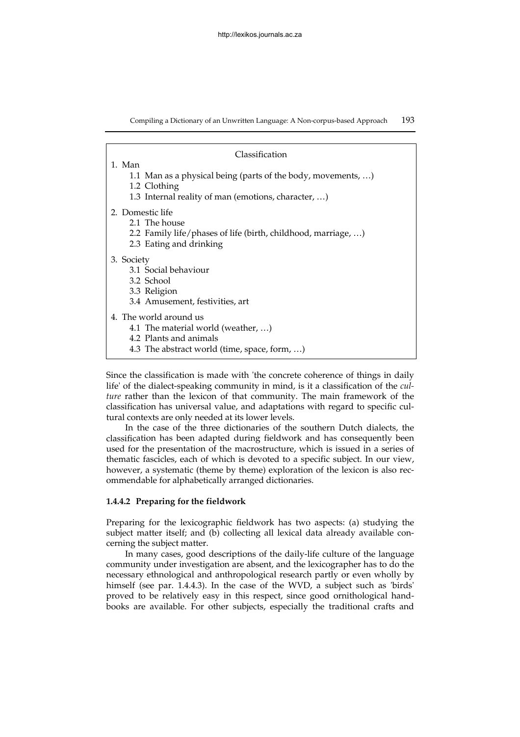Classification

1. Man
   - 1.1 Man as a physical being (parts of the body, movements, …)
   - 1.2 Clothing
   - 1.3 Internal reality of man (emotions, character, …)
2. Domestic life
   - 2.1 The house
   - 2.2 Family life/phases of life (birth, childhood, marriage, …)
   - 2.3 Eating and drinking
3. Society
   - 3.1 Social behaviour
   - 3.2 School
   - 3.3 Religion
   - 3.4 Amusement, festivities, art
4. The world around us
   - 4.1 The material world (weather, …)
   - 4.2 Plants and animals
   - 4.3 The abstract world (time, space, form, …)

Since the classification is made with 'the concrete coherence of things in daily life' of the dialect-speaking community in mind, is it a classification of the *culture* rather than the lexicon of that community. The main framework of the classification has universal value, and adaptations with regard to specific cultural contexts are only needed at its lower levels.

In the case of the three dictionaries of the southern Dutch dialects, the classification has been adapted during fieldwork and has consequently been used for the presentation of the macrostructure, which is issued in a series of thematic fascicles, each of which is devoted to a specific subject. In our view, however, a systematic (theme by theme) exploration of the lexicon is also recommendable for alphabetically arranged dictionaries.

#### 1.4.4.2 Preparing for the fieldwork

Preparing for the lexicographic fieldwork has two aspects: (a) studying the subject matter itself; and (b) collecting all lexical data already available concerning the subject matter.

In many cases, good descriptions of the daily-life culture of the language community under investigation are absent, and the lexicographer has to do the necessary ethnological and anthropological research partly or even wholly by himself (see par. 1.4.4.3). In the case of the WVD, a subject such as 'birds' proved to be relatively easy in this respect, since good ornithological handbooks are available. For other subjects, especially the traditional crafts and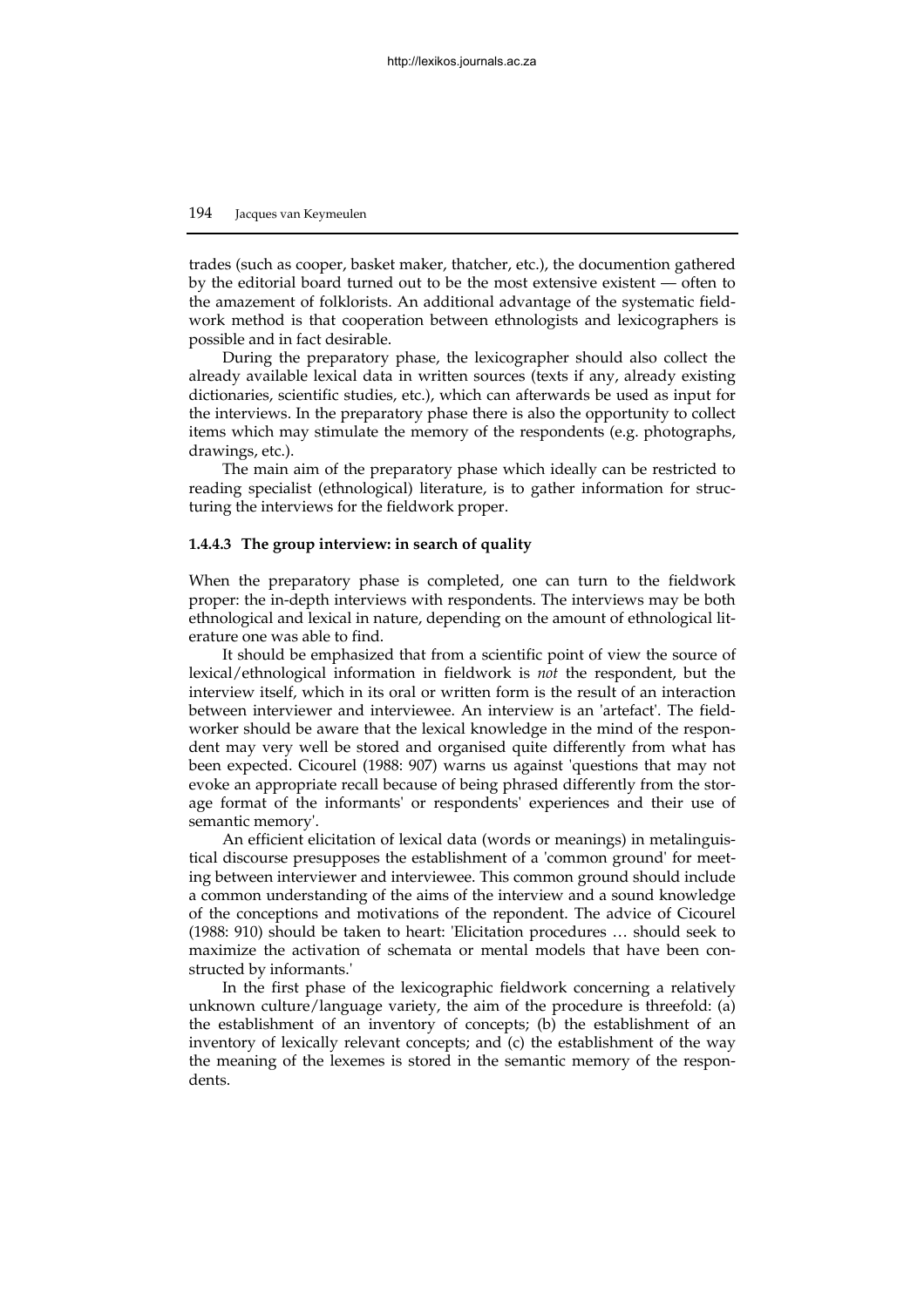trades (such as cooper, basket maker, thatcher, etc.), the documention gathered by the editorial board turned out to be the most extensive existent — often to the amazement of folklorists. An additional advantage of the systematic fieldwork method is that cooperation between ethnologists and lexicographers is possible and in fact desirable.

During the preparatory phase, the lexicographer should also collect the already available lexical data in written sources (texts if any, already existing dictionaries, scientific studies, etc.), which can afterwards be used as input for the interviews. In the preparatory phase there is also the opportunity to collect items which may stimulate the memory of the respondents (e.g. photographs, drawings, etc.).

The main aim of the preparatory phase which ideally can be restricted to reading specialist (ethnological) literature, is to gather information for structuring the interviews for the fieldwork proper.

#### 1.4.4.3 The group interview: in search of quality

When the preparatory phase is completed, one can turn to the fieldwork proper: the in-depth interviews with respondents. The interviews may be both ethnological and lexical in nature, depending on the amount of ethnological literature one was able to find.

It should be emphasized that from a scientific point of view the source of lexical/ethnological information in fieldwork is *not* the respondent, but the interview itself, which in its oral or written form is the result of an interaction between interviewer and interviewee. An interview is an 'artefact'. The fieldworker should be aware that the lexical knowledge in the mind of the respondent may very well be stored and organised quite differently from what has been expected. Cicourel (1988: 907) warns us against 'questions that may not evoke an appropriate recall because of being phrased differently from the storage format of the informants' or respondents' experiences and their use of semantic memory'.

An efficient elicitation of lexical data (words or meanings) in metalinguistical discourse presupposes the establishment of a 'common ground' for meeting between interviewer and interviewee. This common ground should include a common understanding of the aims of the interview and a sound knowledge of the conceptions and motivations of the repondent. The advice of Cicourel (1988: 910) should be taken to heart: 'Elicitation procedures … should seek to maximize the activation of schemata or mental models that have been constructed by informants.'

In the first phase of the lexicographic fieldwork concerning a relatively unknown culture/language variety, the aim of the procedure is threefold: (a) the establishment of an inventory of concepts; (b) the establishment of an inventory of lexically relevant concepts; and (c) the establishment of the way the meaning of the lexemes is stored in the semantic memory of the respondents.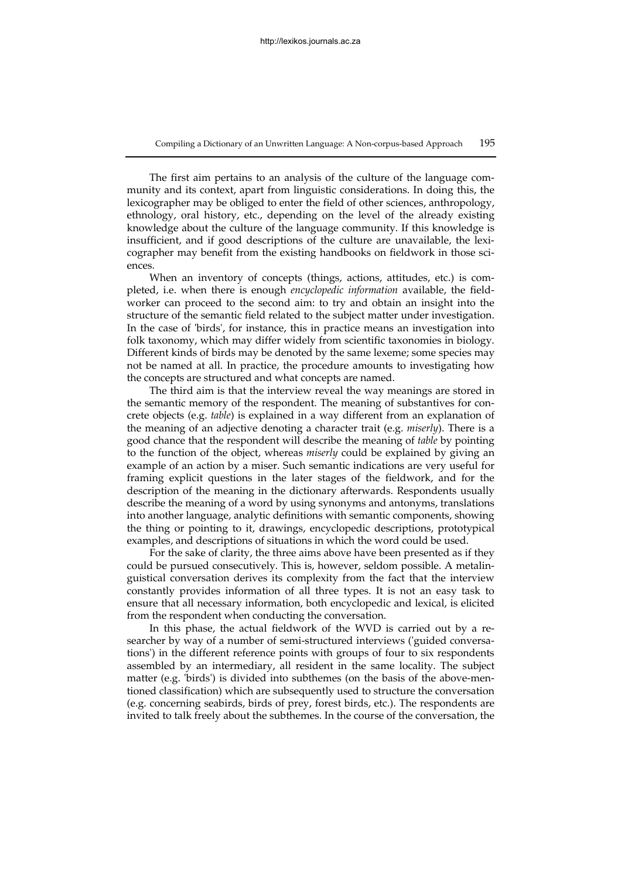The first aim pertains to an analysis of the culture of the language community and its context, apart from linguistic considerations. In doing this, the lexicographer may be obliged to enter the field of other sciences, anthropology, ethnology, oral history, etc., depending on the level of the already existing knowledge about the culture of the language community. If this knowledge is insufficient, and if good descriptions of the culture are unavailable, the lexicographer may benefit from the existing handbooks on fieldwork in those sciences.

When an inventory of concepts (things, actions, attitudes, etc.) is completed, i.e. when there is enough *encyclopedic information* available, the fieldworker can proceed to the second aim: to try and obtain an insight into the structure of the semantic field related to the subject matter under investigation. In the case of 'birds', for instance, this in practice means an investigation into folk taxonomy, which may differ widely from scientific taxonomies in biology. Different kinds of birds may be denoted by the same lexeme; some species may not be named at all. In practice, the procedure amounts to investigating how the concepts are structured and what concepts are named.

The third aim is that the interview reveal the way meanings are stored in the semantic memory of the respondent. The meaning of substantives for concrete objects (e.g. *table*) is explained in a way different from an explanation of the meaning of an adjective denoting a character trait (e.g. *miserly*). There is a good chance that the respondent will describe the meaning of *table* by pointing to the function of the object, whereas *miserly* could be explained by giving an example of an action by a miser. Such semantic indications are very useful for framing explicit questions in the later stages of the fieldwork, and for the description of the meaning in the dictionary afterwards. Respondents usually describe the meaning of a word by using synonyms and antonyms, translations into another language, analytic definitions with semantic components, showing the thing or pointing to it, drawings, encyclopedic descriptions, prototypical examples, and descriptions of situations in which the word could be used.

For the sake of clarity, the three aims above have been presented as if they could be pursued consecutively. This is, however, seldom possible. A metalinguistical conversation derives its complexity from the fact that the interview constantly provides information of all three types. It is not an easy task to ensure that all necessary information, both encyclopedic and lexical, is elicited from the respondent when conducting the conversation.

In this phase, the actual fieldwork of the WVD is carried out by a researcher by way of a number of semi-structured interviews ('guided conversations') in the different reference points with groups of four to six respondents assembled by an intermediary, all resident in the same locality. The subject matter (e.g. 'birds') is divided into subthemes (on the basis of the above-mentioned classification) which are subsequently used to structure the conversation (e.g. concerning seabirds, birds of prey, forest birds, etc.). The respondents are invited to talk freely about the subthemes. In the course of the conversation, the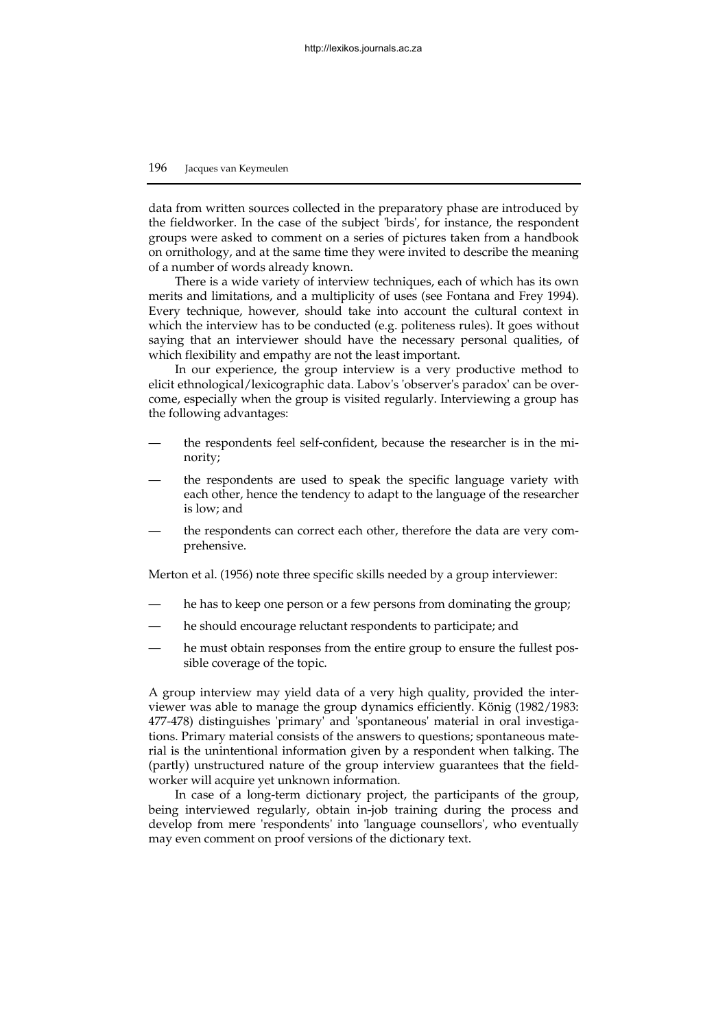data from written sources collected in the preparatory phase are introduced by the fieldworker. In the case of the subject 'birds', for instance, the respondent groups were asked to comment on a series of pictures taken from a handbook on ornithology, and at the same time they were invited to describe the meaning of a number of words already known.

There is a wide variety of interview techniques, each of which has its own merits and limitations, and a multiplicity of uses (see Fontana and Frey 1994). Every technique, however, should take into account the cultural context in which the interview has to be conducted (e.g. politeness rules). It goes without saying that an interviewer should have the necessary personal qualities, of which flexibility and empathy are not the least important.

In our experience, the group interview is a very productive method to elicit ethnological/lexicographic data. Labov's 'observer's paradox' can be overcome, especially when the group is visited regularly. Interviewing a group has the following advantages:

— the respondents feel self-confident, because the researcher is in the minority;
— the respondents are used to speak the specific language variety with each other, hence the tendency to adapt to the language of the researcher is low; and
— the respondents can correct each other, therefore the data are very comprehensive.

Merton et al. (1956) note three specific skills needed by a group interviewer:

— he has to keep one person or a few persons from dominating the group;
— he should encourage reluctant respondents to participate; and
— he must obtain responses from the entire group to ensure the fullest possible coverage of the topic.

A group interview may yield data of a very high quality, provided the interviewer was able to manage the group dynamics efficiently. König (1982/1983: 477-478) distinguishes 'primary' and 'spontaneous' material in oral investigations. Primary material consists of the answers to questions; spontaneous material is the unintentional information given by a respondent when talking. The (partly) unstructured nature of the group interview guarantees that the fieldworker will acquire yet unknown information.

In case of a long-term dictionary project, the participants of the group, being interviewed regularly, obtain in-job training during the process and develop from mere 'respondents' into 'language counsellors', who eventually may even comment on proof versions of the dictionary text.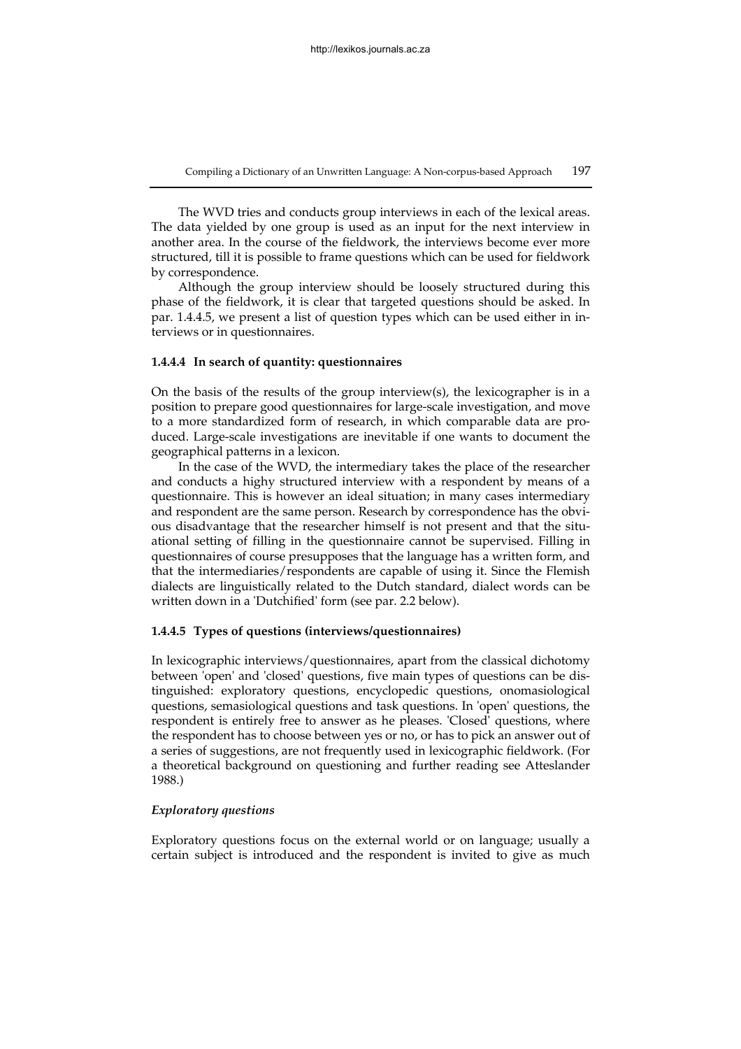The WVD tries and conducts group interviews in each of the lexical areas. The data yielded by one group is used as an input for the next interview in another area. In the course of the fieldwork, the interviews become ever more structured, till it is possible to frame questions which can be used for fieldwork by correspondence.

Although the group interview should be loosely structured during this phase of the fieldwork, it is clear that targeted questions should be asked. In par. 1.4.4.5, we present a list of question types which can be used either in interviews or in questionnaires.

#### 1.4.4.4 In search of quantity: questionnaires

On the basis of the results of the group interview(s), the lexicographer is in a position to prepare good questionnaires for large-scale investigation, and move to a more standardized form of research, in which comparable data are produced. Large-scale investigations are inevitable if one wants to document the geographical patterns in a lexicon.

In the case of the WVD, the intermediary takes the place of the researcher and conducts a highy structured interview with a respondent by means of a questionnaire. This is however an ideal situation; in many cases intermediary and respondent are the same person. Research by correspondence has the obvious disadvantage that the researcher himself is not present and that the situational setting of filling in the questionnaire cannot be supervised. Filling in questionnaires of course presupposes that the language has a written form, and that the intermediaries/respondents are capable of using it. Since the Flemish dialects are linguistically related to the Dutch standard, dialect words can be written down in a 'Dutchified' form (see par. 2.2 below).

#### 1.4.4.5 Types of questions (interviews/questionnaires)

In lexicographic interviews/questionnaires, apart from the classical dichotomy between 'open' and 'closed' questions, five main types of questions can be distinguished: exploratory questions, encyclopedic questions, onomasiological questions, semasiological questions and task questions. In 'open' questions, the respondent is entirely free to answer as he pleases. 'Closed' questions, where the respondent has to choose between yes or no, or has to pick an answer out of a series of suggestions, are not frequently used in lexicographic fieldwork. (For a theoretical background on questioning and further reading see Atteslander 1988.)

*Exploratory questions*

Exploratory questions focus on the external world or on language; usually a certain subject is introduced and the respondent is invited to give as much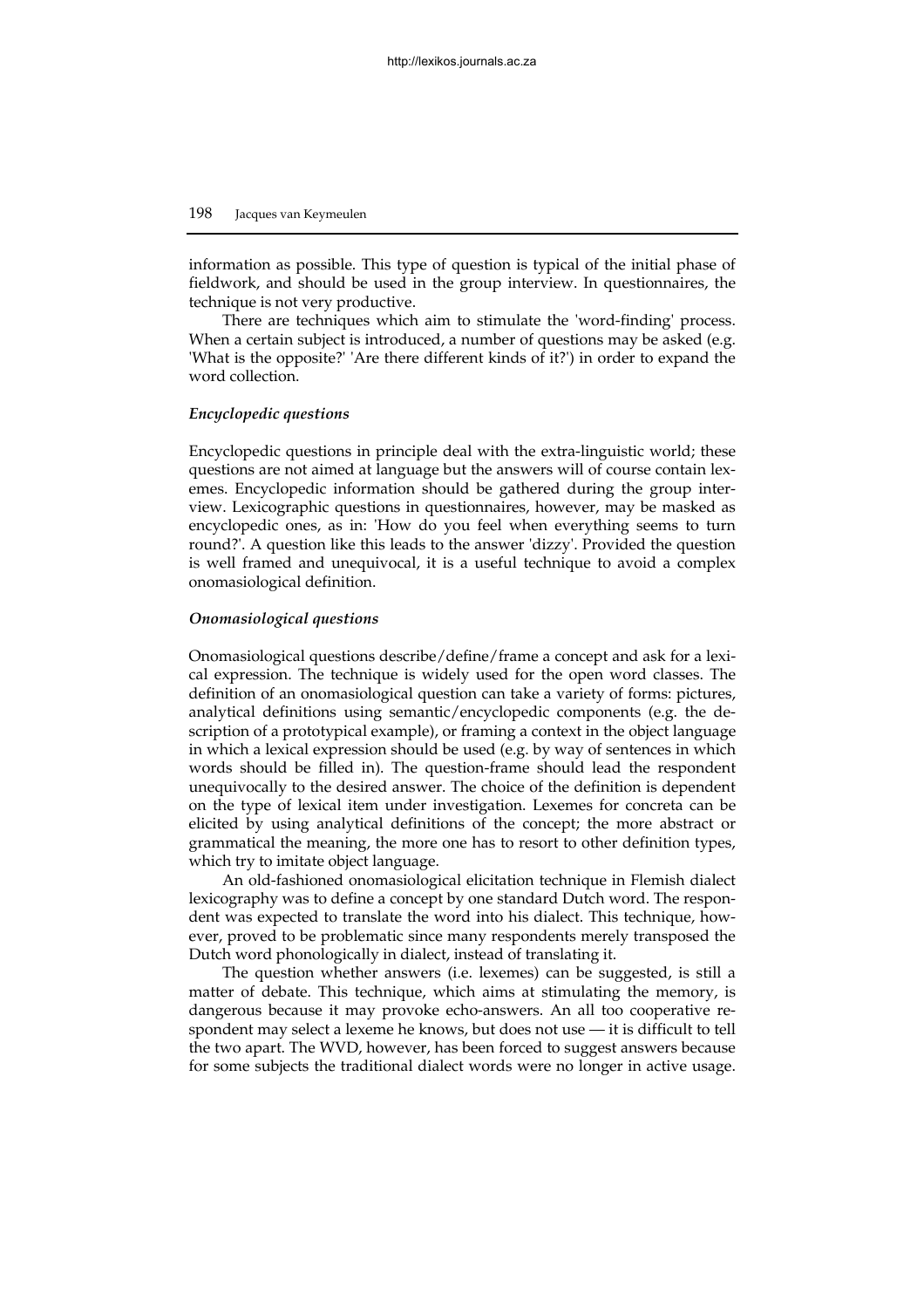information as possible. This type of question is typical of the initial phase of fieldwork, and should be used in the group interview. In questionnaires, the technique is not very productive.

There are techniques which aim to stimulate the 'word-finding' process. When a certain subject is introduced, a number of questions may be asked (e.g. 'What is the opposite?' 'Are there different kinds of it?') in order to expand the word collection.

### *Encyclopedic questions*

Encyclopedic questions in principle deal with the extra-linguistic world; these questions are not aimed at language but the answers will of course contain lexemes. Encyclopedic information should be gathered during the group interview. Lexicographic questions in questionnaires, however, may be masked as encyclopedic ones, as in: 'How do you feel when everything seems to turn round?'. A question like this leads to the answer 'dizzy'. Provided the question is well framed and unequivocal, it is a useful technique to avoid a complex onomasiological definition.

### *Onomasiological questions*

Onomasiological questions describe/define/frame a concept and ask for a lexical expression. The technique is widely used for the open word classes. The definition of an onomasiological question can take a variety of forms: pictures, analytical definitions using semantic/encyclopedic components (e.g. the description of a prototypical example), or framing a context in the object language in which a lexical expression should be used (e.g. by way of sentences in which words should be filled in). The question-frame should lead the respondent unequivocally to the desired answer. The choice of the definition is dependent on the type of lexical item under investigation. Lexemes for concreta can be elicited by using analytical definitions of the concept; the more abstract or grammatical the meaning, the more one has to resort to other definition types, which try to imitate object language.

An old-fashioned onomasiological elicitation technique in Flemish dialect lexicography was to define a concept by one standard Dutch word. The respondent was expected to translate the word into his dialect. This technique, however, proved to be problematic since many respondents merely transposed the Dutch word phonologically in dialect, instead of translating it.

The question whether answers (i.e. lexemes) can be suggested, is still a matter of debate. This technique, which aims at stimulating the memory, is dangerous because it may provoke echo-answers. An all too cooperative respondent may select a lexeme he knows, but does not use — it is difficult to tell the two apart. The WVD, however, has been forced to suggest answers because for some subjects the traditional dialect words were no longer in active usage.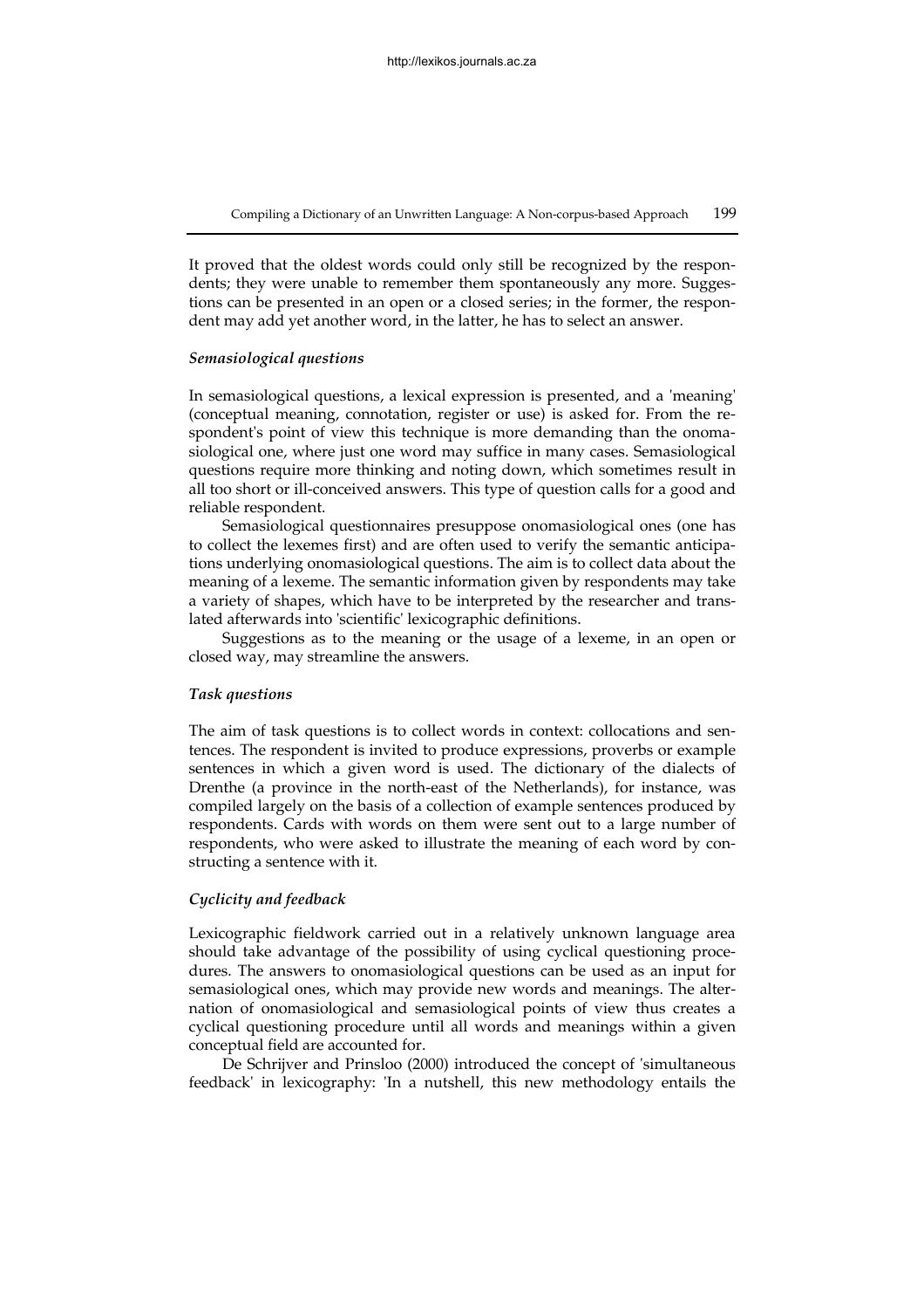It proved that the oldest words could only still be recognized by the respondents; they were unable to remember them spontaneously any more. Suggestions can be presented in an open or a closed series; in the former, the respondent may add yet another word, in the latter, he has to select an answer.

#### *Semasiological questions*

In semasiological questions, a lexical expression is presented, and a 'meaning' (conceptual meaning, connotation, register or use) is asked for. From the respondent's point of view this technique is more demanding than the onomasiological one, where just one word may suffice in many cases. Semasiological questions require more thinking and noting down, which sometimes result in all too short or ill-conceived answers. This type of question calls for a good and reliable respondent.

Semasiological questionnaires presuppose onomasiological ones (one has to collect the lexemes first) and are often used to verify the semantic anticipations underlying onomasiological questions. The aim is to collect data about the meaning of a lexeme. The semantic information given by respondents may take a variety of shapes, which have to be interpreted by the researcher and translated afterwards into 'scientific' lexicographic definitions.

Suggestions as to the meaning or the usage of a lexeme, in an open or closed way, may streamline the answers.

#### *Task questions*

The aim of task questions is to collect words in context: collocations and sentences. The respondent is invited to produce expressions, proverbs or example sentences in which a given word is used. The dictionary of the dialects of Drenthe (a province in the north-east of the Netherlands), for instance, was compiled largely on the basis of a collection of example sentences produced by respondents. Cards with words on them were sent out to a large number of respondents, who were asked to illustrate the meaning of each word by constructing a sentence with it.

#### *Cyclicity and feedback*

Lexicographic fieldwork carried out in a relatively unknown language area should take advantage of the possibility of using cyclical questioning procedures. The answers to onomasiological questions can be used as an input for semasiological ones, which may provide new words and meanings. The alternation of onomasiological and semasiological points of view thus creates a cyclical questioning procedure until all words and meanings within a given conceptual field are accounted for.

De Schrijver and Prinsloo (2000) introduced the concept of 'simultaneous feedback' in lexicography: 'In a nutshell, this new methodology entails the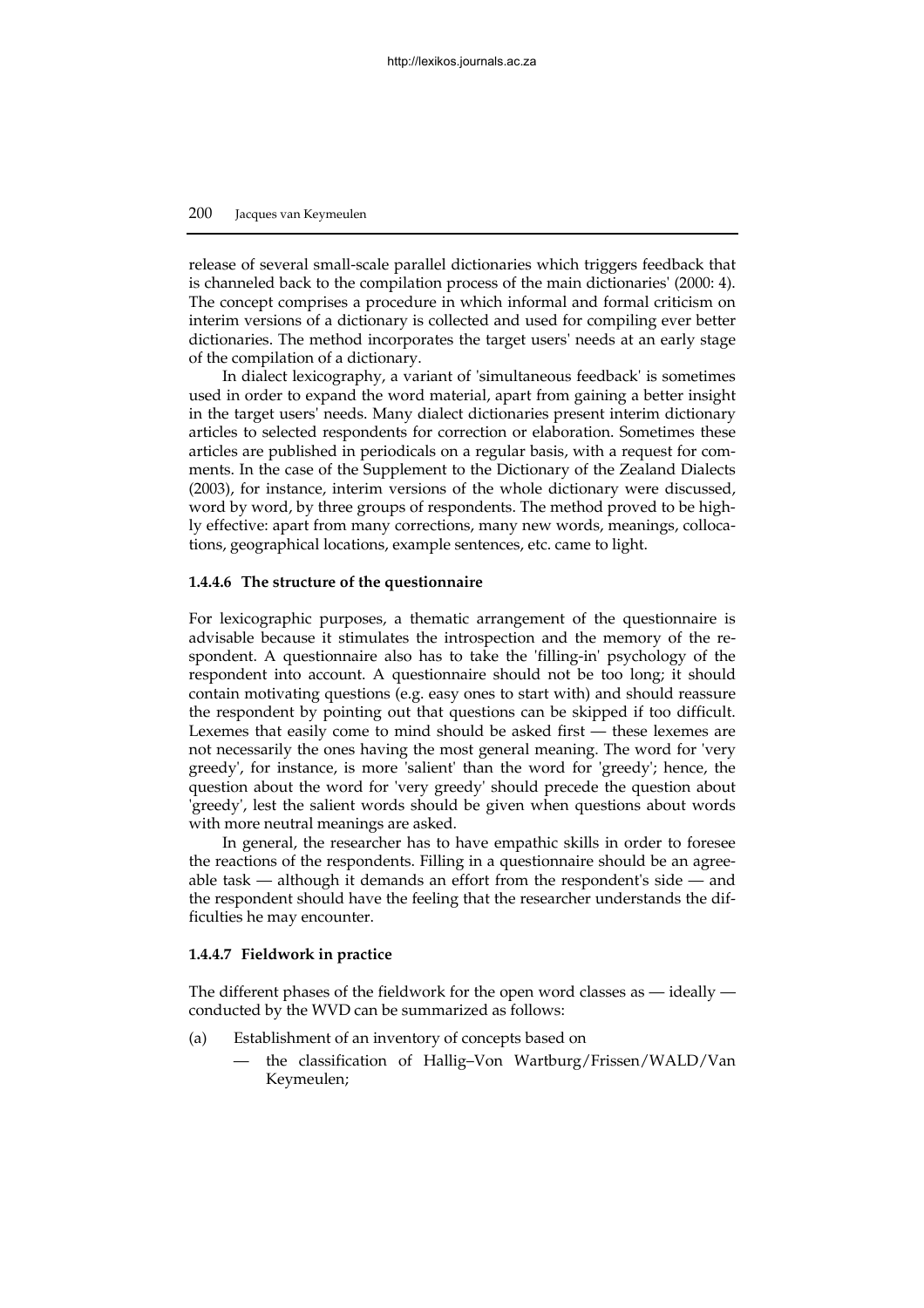release of several small-scale parallel dictionaries which triggers feedback that is channeled back to the compilation process of the main dictionaries' (2000: 4). The concept comprises a procedure in which informal and formal criticism on interim versions of a dictionary is collected and used for compiling ever better dictionaries. The method incorporates the target users' needs at an early stage of the compilation of a dictionary.

In dialect lexicography, a variant of 'simultaneous feedback' is sometimes used in order to expand the word material, apart from gaining a better insight in the target users' needs. Many dialect dictionaries present interim dictionary articles to selected respondents for correction or elaboration. Sometimes these articles are published in periodicals on a regular basis, with a request for comments. In the case of the Supplement to the Dictionary of the Zealand Dialects (2003), for instance, interim versions of the whole dictionary were discussed, word by word, by three groups of respondents. The method proved to be highly effective: apart from many corrections, many new words, meanings, collocations, geographical locations, example sentences, etc. came to light.

#### 1.4.4.6 The structure of the questionnaire

For lexicographic purposes, a thematic arrangement of the questionnaire is advisable because it stimulates the introspection and the memory of the respondent. A questionnaire also has to take the 'filling-in' psychology of the respondent into account. A questionnaire should not be too long; it should contain motivating questions (e.g. easy ones to start with) and should reassure the respondent by pointing out that questions can be skipped if too difficult. Lexemes that easily come to mind should be asked first — these lexemes are not necessarily the ones having the most general meaning. The word for 'very greedy', for instance, is more 'salient' than the word for 'greedy'; hence, the question about the word for 'very greedy' should precede the question about 'greedy', lest the salient words should be given when questions about words with more neutral meanings are asked.

In general, the researcher has to have empathic skills in order to foresee the reactions of the respondents. Filling in a questionnaire should be an agreeable task — although it demands an effort from the respondent's side — and the respondent should have the feeling that the researcher understands the difficulties he may encounter.

#### 1.4.4.7 Fieldwork in practice

The different phases of the fieldwork for the open word classes as — ideally — conducted by the WVD can be summarized as follows:

(a) Establishment of an inventory of concepts based on
  - the classification of Hallig–Von Wartburg/Frissen/WALD/Van Keymeulen;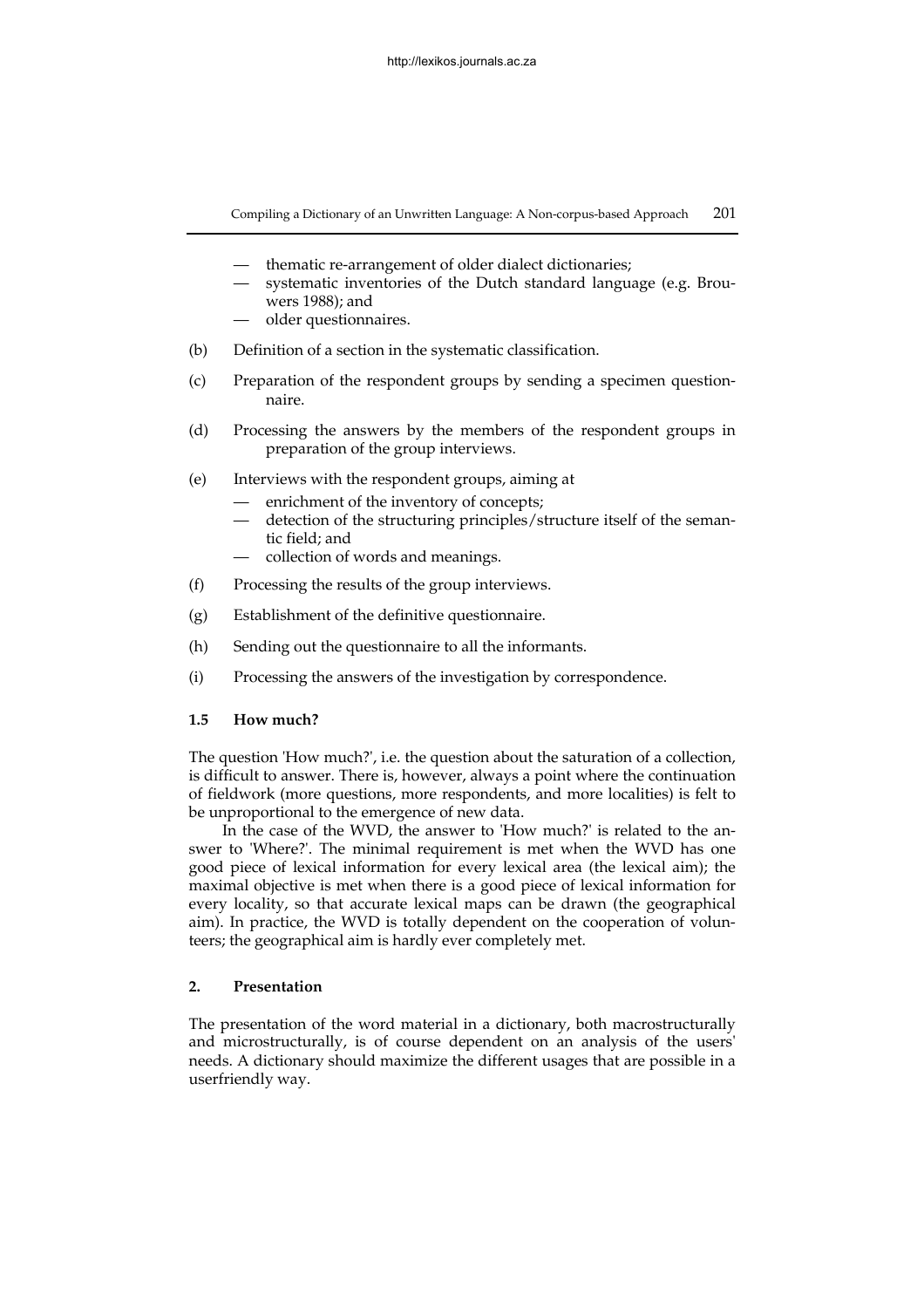- thematic re-arrangement of older dialect dictionaries;
- systematic inventories of the Dutch standard language (e.g. Brouwers 1988); and
- older questionnaires.

(b) Definition of a section in the systematic classification.

(c) Preparation of the respondent groups by sending a specimen questionnaire.

(d) Processing the answers by the members of the respondent groups in preparation of the group interviews.

(e) Interviews with the respondent groups, aiming at
- enrichment of the inventory of concepts;
- detection of the structuring principles/structure itself of the semantic field; and
- collection of words and meanings.

(f) Processing the results of the group interviews.

(g) Establishment of the definitive questionnaire.

(h) Sending out the questionnaire to all the informants.

(i) Processing the answers of the investigation by correspondence.

### 1.5 How much?

The question 'How much?', i.e. the question about the saturation of a collection, is difficult to answer. There is, however, always a point where the continuation of fieldwork (more questions, more respondents, and more localities) is felt to be unproportional to the emergence of new data.

In the case of the WVD, the answer to 'How much?' is related to the answer to 'Where?'. The minimal requirement is met when the WVD has one good piece of lexical information for every lexical area (the lexical aim); the maximal objective is met when there is a good piece of lexical information for every locality, so that accurate lexical maps can be drawn (the geographical aim). In practice, the WVD is totally dependent on the cooperation of volunteers; the geographical aim is hardly ever completely met.

## 2. Presentation

The presentation of the word material in a dictionary, both macrostructurally and microstructurally, is of course dependent on an analysis of the users' needs. A dictionary should maximize the different usages that are possible in a userfriendly way.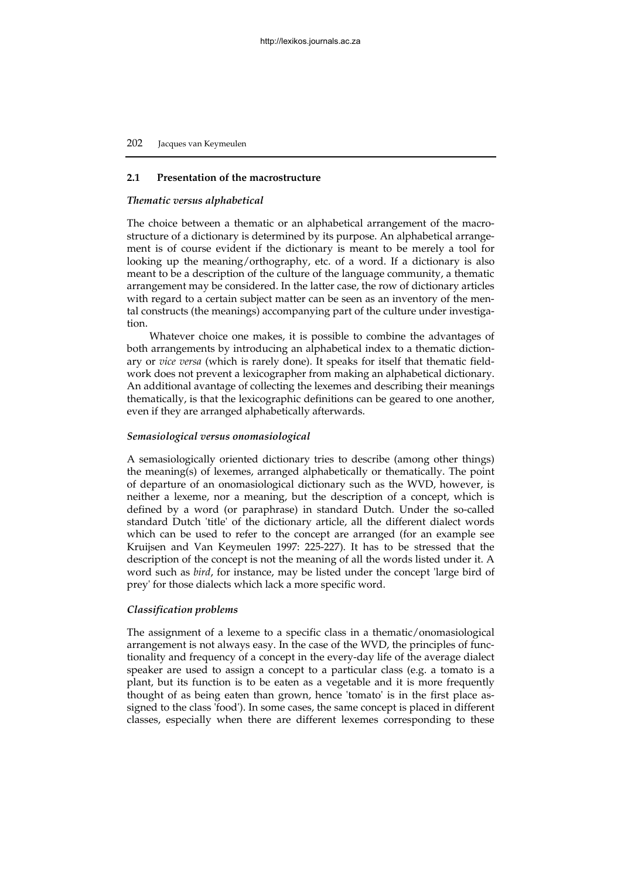## 2.1 Presentation of the macrostructure

### *Thematic versus alphabetical*

The choice between a thematic or an alphabetical arrangement of the macrostructure of a dictionary is determined by its purpose. An alphabetical arrangement is of course evident if the dictionary is meant to be merely a tool for looking up the meaning/orthography, etc. of a word. If a dictionary is also meant to be a description of the culture of the language community, a thematic arrangement may be considered. In the latter case, the row of dictionary articles with regard to a certain subject matter can be seen as an inventory of the mental constructs (the meanings) accompanying part of the culture under investigation.

Whatever choice one makes, it is possible to combine the advantages of both arrangements by introducing an alphabetical index to a thematic dictionary or *vice versa* (which is rarely done). It speaks for itself that thematic fieldwork does not prevent a lexicographer from making an alphabetical dictionary. An additional avantage of collecting the lexemes and describing their meanings thematically, is that the lexicographic definitions can be geared to one another, even if they are arranged alphabetically afterwards.

### *Semasiological versus onomasiological*

A semasiologically oriented dictionary tries to describe (among other things) the meaning(s) of lexemes, arranged alphabetically or thematically. The point of departure of an onomasiological dictionary such as the WVD, however, is neither a lexeme, nor a meaning, but the description of a concept, which is defined by a word (or paraphrase) in standard Dutch. Under the so-called standard Dutch 'title' of the dictionary article, all the different dialect words which can be used to refer to the concept are arranged (for an example see Kruijsen and Van Keymeulen 1997: 225-227). It has to be stressed that the description of the concept is not the meaning of all the words listed under it. A word such as *bird*, for instance, may be listed under the concept 'large bird of prey' for those dialects which lack a more specific word.

### *Classification problems*

The assignment of a lexeme to a specific class in a thematic/onomasiological arrangement is not always easy. In the case of the WVD, the principles of functionality and frequency of a concept in the every-day life of the average dialect speaker are used to assign a concept to a particular class (e.g. a tomato is a plant, but its function is to be eaten as a vegetable and it is more frequently thought of as being eaten than grown, hence 'tomato' is in the first place assigned to the class 'food'). In some cases, the same concept is placed in different classes, especially when there are different lexemes corresponding to these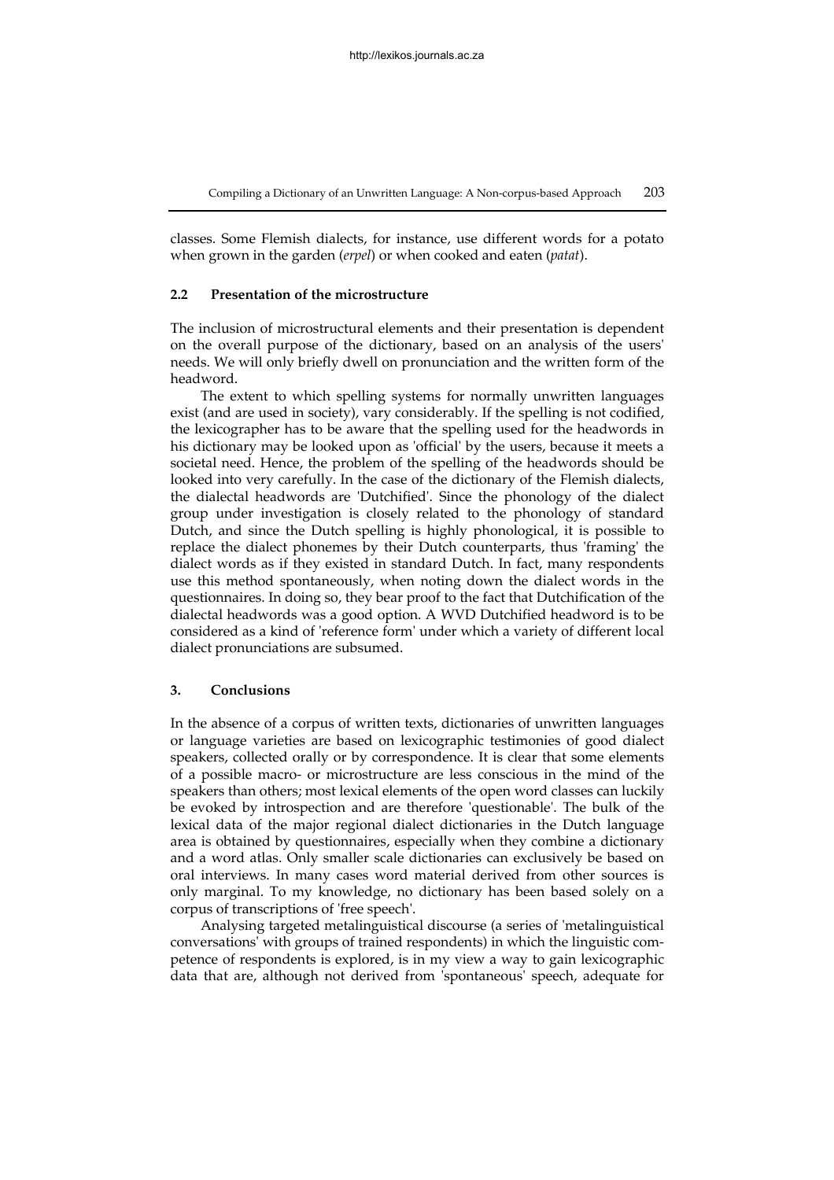classes. Some Flemish dialects, for instance, use different words for a potato when grown in the garden (*erpel*) or when cooked and eaten (*patat*).

### 2.2 Presentation of the microstructure

The inclusion of microstructural elements and their presentation is dependent on the overall purpose of the dictionary, based on an analysis of the users' needs. We will only briefly dwell on pronunciation and the written form of the headword.

The extent to which spelling systems for normally unwritten languages exist (and are used in society), vary considerably. If the spelling is not codified, the lexicographer has to be aware that the spelling used for the headwords in his dictionary may be looked upon as 'official' by the users, because it meets a societal need. Hence, the problem of the spelling of the headwords should be looked into very carefully. In the case of the dictionary of the Flemish dialects, the dialectal headwords are 'Dutchified'. Since the phonology of the dialect group under investigation is closely related to the phonology of standard Dutch, and since the Dutch spelling is highly phonological, it is possible to replace the dialect phonemes by their Dutch counterparts, thus 'framing' the dialect words as if they existed in standard Dutch. In fact, many respondents use this method spontaneously, when noting down the dialect words in the questionnaires. In doing so, they bear proof to the fact that Dutchification of the dialectal headwords was a good option. A WVD Dutchified headword is to be considered as a kind of 'reference form' under which a variety of different local dialect pronunciations are subsumed.

## 3. Conclusions

In the absence of a corpus of written texts, dictionaries of unwritten languages or language varieties are based on lexicographic testimonies of good dialect speakers, collected orally or by correspondence. It is clear that some elements of a possible macro- or microstructure are less conscious in the mind of the speakers than others; most lexical elements of the open word classes can luckily be evoked by introspection and are therefore 'questionable'. The bulk of the lexical data of the major regional dialect dictionaries in the Dutch language area is obtained by questionnaires, especially when they combine a dictionary and a word atlas. Only smaller scale dictionaries can exclusively be based on oral interviews. In many cases word material derived from other sources is only marginal. To my knowledge, no dictionary has been based solely on a corpus of transcriptions of 'free speech'.

Analysing targeted metalinguistical discourse (a series of 'metalinguistical conversations' with groups of trained respondents) in which the linguistic competence of respondents is explored, is in my view a way to gain lexicographic data that are, although not derived from 'spontaneous' speech, adequate for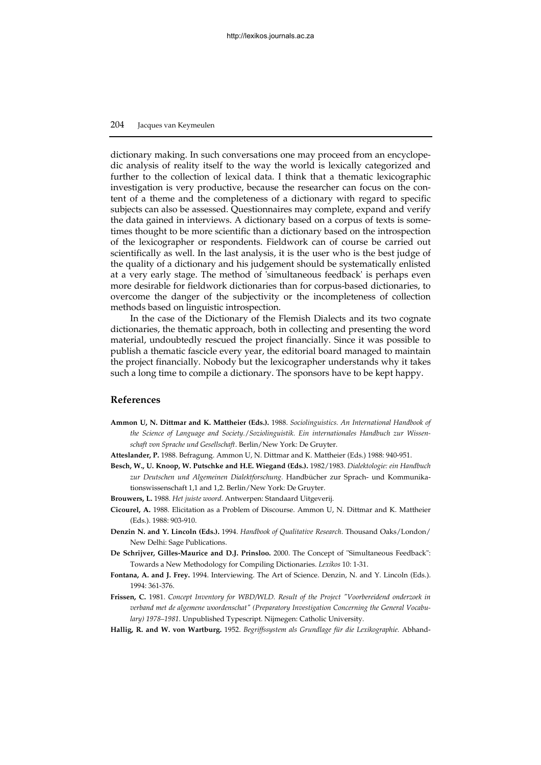dictionary making. In such conversations one may proceed from an encyclopedic analysis of reality itself to the way the world is lexically categorized and further to the collection of lexical data. I think that a thematic lexicographic investigation is very productive, because the researcher can focus on the content of a theme and the completeness of a dictionary with regard to specific subjects can also be assessed. Questionnaires may complete, expand and verify the data gained in interviews. A dictionary based on a corpus of texts is sometimes thought to be more scientific than a dictionary based on the introspection of the lexicographer or respondents. Fieldwork can of course be carried out scientifically as well. In the last analysis, it is the user who is the best judge of the quality of a dictionary and his judgement should be systematically enlisted at a very early stage. The method of 'simultaneous feedback' is perhaps even more desirable for fieldwork dictionaries than for corpus-based dictionaries, to overcome the danger of the subjectivity or the incompleteness of collection methods based on linguistic introspection.

In the case of the Dictionary of the Flemish Dialects and its two cognate dictionaries, the thematic approach, both in collecting and presenting the word material, undoubtedly rescued the project financially. Since it was possible to publish a thematic fascicle every year, the editorial board managed to maintain the project financially. Nobody but the lexicographer understands why it takes such a long time to compile a dictionary. The sponsors have to be kept happy.

## References

**Ammon U, N. Dittmar and K. Mattheier (Eds.).** 1988. *Sociolinguistics. An International Handbook of the Science of Language and Society./Soziolinguistik. Ein internationales Handbuch zur Wissenschaft von Sprache und Gesellschaft*. Berlin/New York: De Gruyter.

**Atteslander, P.** 1988. Befragung. Ammon U, N. Dittmar and K. Mattheier (Eds.) 1988: 940-951.

**Besch, W., U. Knoop, W. Putschke and H.E. Wiegand (Eds.).** 1982/1983. *Dialektologie: ein Handbuch zur Deutschen und Algemeinen Dialektforschung.* Handbücher zur Sprach- und Kommunikationswissenschaft 1,1 and 1,2. Berlin/New York: De Gruyter.

**Brouwers, L.** 1988. *Het juiste woord.* Antwerpen: Standaard Uitgeverij.

**Cicourel, A.** 1988. Elicitation as a Problem of Discourse. Ammon U, N. Dittmar and K. Mattheier (Eds.). 1988: 903-910.

**Denzin N. and Y. Lincoln (Eds.).** 1994. *Handbook of Qualitative Research.* Thousand Oaks/London/New Delhi: Sage Publications.

**De Schrijver, Gilles-Maurice and D.J. Prinsloo.** 2000. The Concept of "Simultaneous Feedback": Towards a New Methodology for Compiling Dictionaries. *Lexikos* 10: 1-31.

**Fontana, A. and J. Frey.** 1994. Interviewing. The Art of Science. Denzin, N. and Y. Lincoln (Eds.). 1994: 361-376.

**Frissen, C.** 1981. *Concept Inventory for WBD/WLD. Result of the Project "Voorbereidend onderzoek in verband met de algemene woordenschat" (Preparatory Investigation Concerning the General Vocabulary) 1978–1981.* Unpublished Typescript. Nijmegen: Catholic University.

**Hallig, R. and W. von Wartburg.** 1952. *Begriffssystem als Grundlage für die Lexikographie.* Abhand-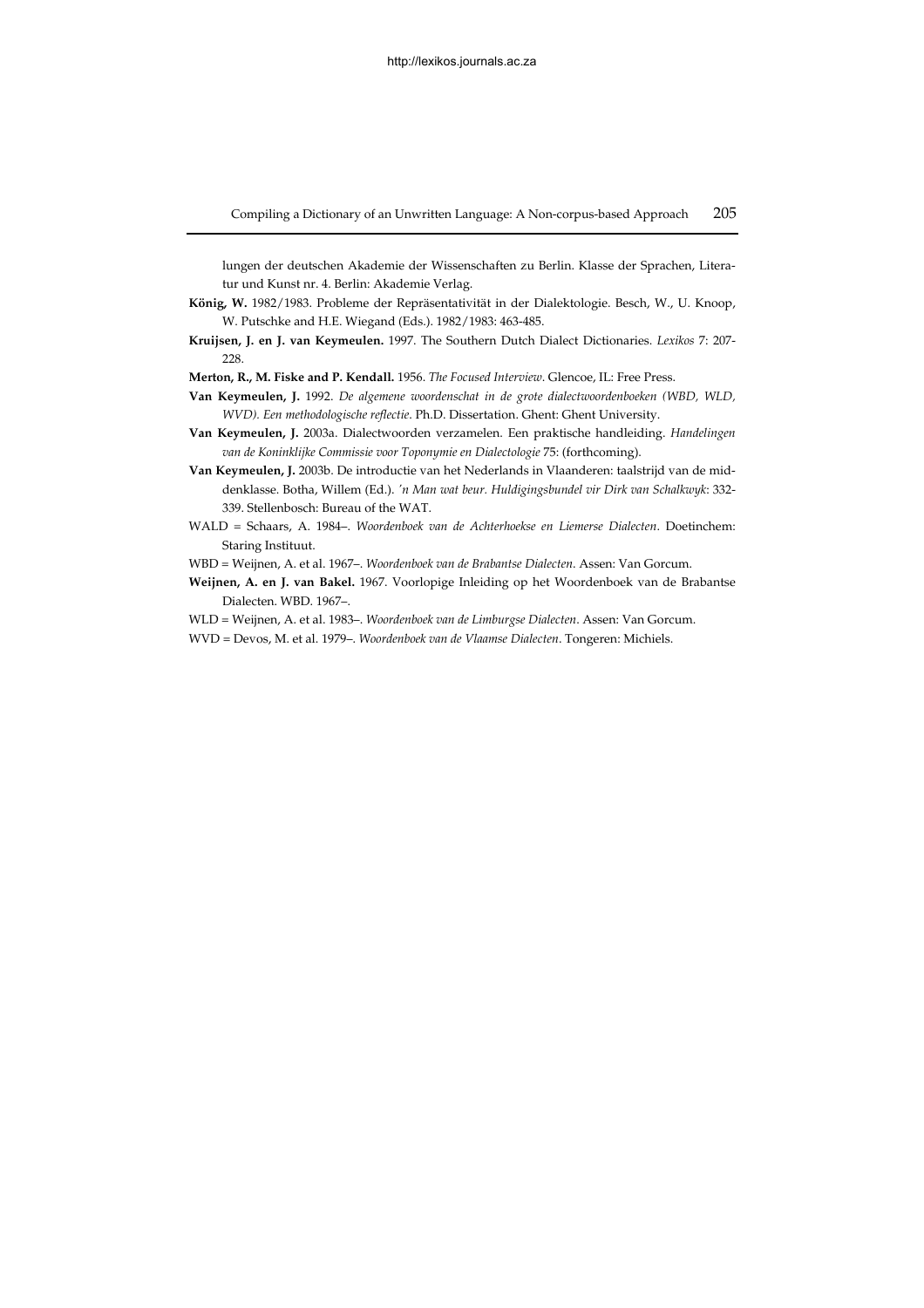lungen der deutschen Akademie der Wissenschaften zu Berlin. Klasse der Sprachen, Literatur und Kunst nr. 4. Berlin: Akademie Verlag.

**König, W.** 1982/1983. Probleme der Repräsentativität in der Dialektologie. Besch, W., U. Knoop, W. Putschke and H.E. Wiegand (Eds.). 1982/1983: 463-485.

**Kruijsen, J. en J. van Keymeulen.** 1997. The Southern Dutch Dialect Dictionaries. *Lexikos* 7: 207-228.

**Merton, R., M. Fiske and P. Kendall.** 1956. *The Focused Interview*. Glencoe, IL: Free Press.

**Van Keymeulen, J.** 1992. *De algemene woordenschat in de grote dialectwoordenboeken (WBD, WLD, WVD). Een methodologische reflectie*. Ph.D. Dissertation. Ghent: Ghent University.

**Van Keymeulen, J.** 2003a. Dialectwoorden verzamelen. Een praktische handleiding. *Handelingen van de Koninklijke Commissie voor Toponymie en Dialectologie* 75: (forthcoming).

**Van Keymeulen, J.** 2003b. De introductie van het Nederlands in Vlaanderen: taalstrijd van de middenklasse. Botha, Willem (Ed.). *'n Man wat beur. Huldigingsbundel vir Dirk van Schalkwyk*: 332-339. Stellenbosch: Bureau of the WAT.

WALD = Schaars, A. 1984–. *Woordenboek van de Achterhoekse en Liemerse Dialecten*. Doetinchem: Staring Instituut.

WBD = Weijnen, A. et al. 1967–. *Woordenboek van de Brabantse Dialecten*. Assen: Van Gorcum.

**Weijnen, A. en J. van Bakel.** 1967. Voorlopige Inleiding op het Woordenboek van de Brabantse Dialecten. WBD. 1967–.

WLD = Weijnen, A. et al. 1983–. *Woordenboek van de Limburgse Dialecten*. Assen: Van Gorcum.

WVD = Devos, M. et al. 1979–. *Woordenboek van de Vlaamse Dialecten*. Tongeren: Michiels.